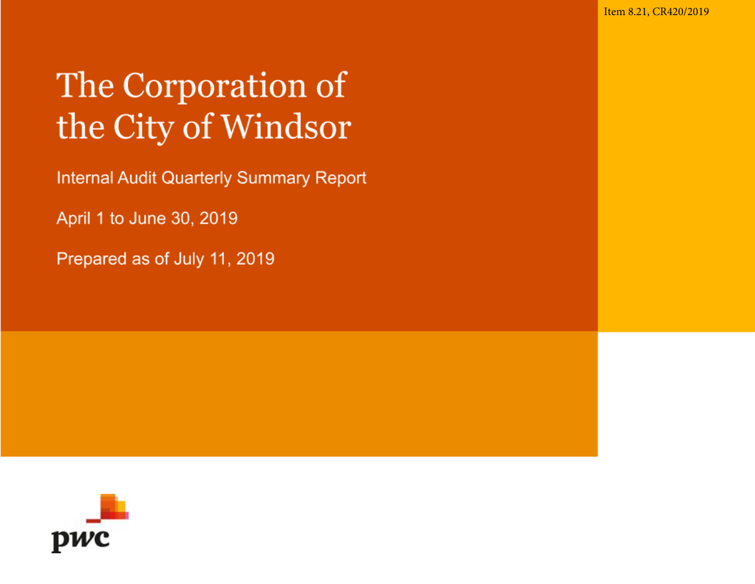Item 8.21, CR420/2019

# The Corporation of the City of Windsor

Internal Audit Quarterly Summary Report

April 1 to June 30, 2019

Prepared as of July 11, 2019

pwc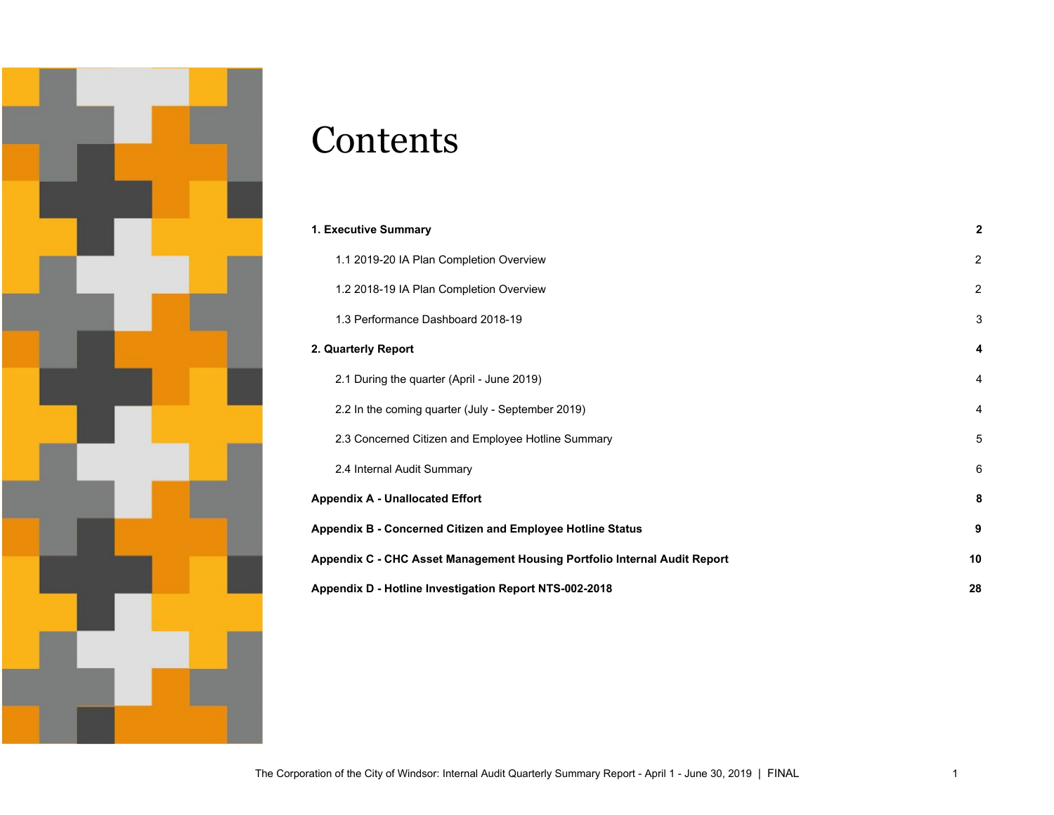# Contents

| | |
|---|---|
| **1. Executive Summary** | **2** |
| 1.1 2019-20 IA Plan Completion Overview | 2 |
| 1.2 2018-19 IA Plan Completion Overview | 2 |
| 1.3 Performance Dashboard 2018-19 | 3 |
| **2. Quarterly Report** | **4** |
| 2.1 During the quarter (April - June 2019) | 4 |
| 2.2 In the coming quarter (July - September 2019) | 4 |
| 2.3 Concerned Citizen and Employee Hotline Summary | 5 |
| 2.4 Internal Audit Summary | 6 |
| **Appendix A - Unallocated Effort** | **8** |
| **Appendix B - Concerned Citizen and Employee Hotline Status** | **9** |
| **Appendix C - CHC Asset Management Housing Portfolio Internal Audit Report** | **10** |
| **Appendix D - Hotline Investigation Report NTS-002-2018** | **28** |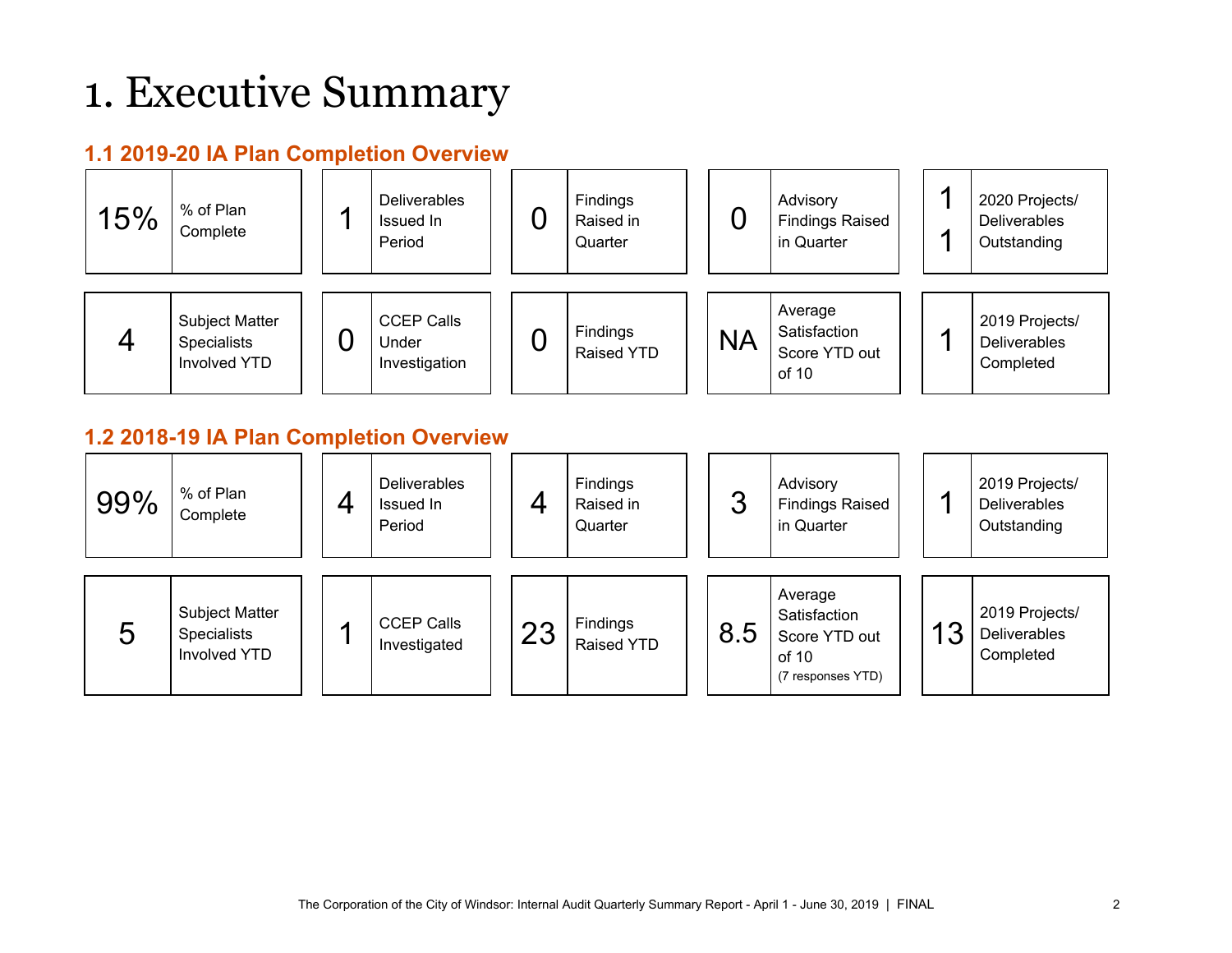# 1. Executive Summary

## 1.1 2019-20 IA Plan Completion Overview

| Value | Metric |
|---|---|
| 15% | % of Plan Complete |
| 1 | Deliverables Issued In Period |
| 0 | Findings Raised in Quarter |
| 0 | Advisory Findings Raised in Quarter |
| 11 | 2020 Projects/ Deliverables Outstanding |
| 4 | Subject Matter Specialists Involved YTD |
| 0 | CCEP Calls Under Investigation |
| 0 | Findings Raised YTD |
| NA | Average Satisfaction Score YTD out of 10 |
| 1 | 2019 Projects/ Deliverables Completed |

## 1.2 2018-19 IA Plan Completion Overview

| Value | Metric |
|---|---|
| 99% | % of Plan Complete |
| 4 | Deliverables Issued In Period |
| 4 | Findings Raised in Quarter |
| 3 | Advisory Findings Raised in Quarter |
| 1 | 2019 Projects/ Deliverables Outstanding |
| 5 | Subject Matter Specialists Involved YTD |
| 1 | CCEP Calls Investigated |
| 23 | Findings Raised YTD |
| 8.5 | Average Satisfaction Score YTD out of 10 (7 responses YTD) |
| 13 | 2019 Projects/ Deliverables Completed |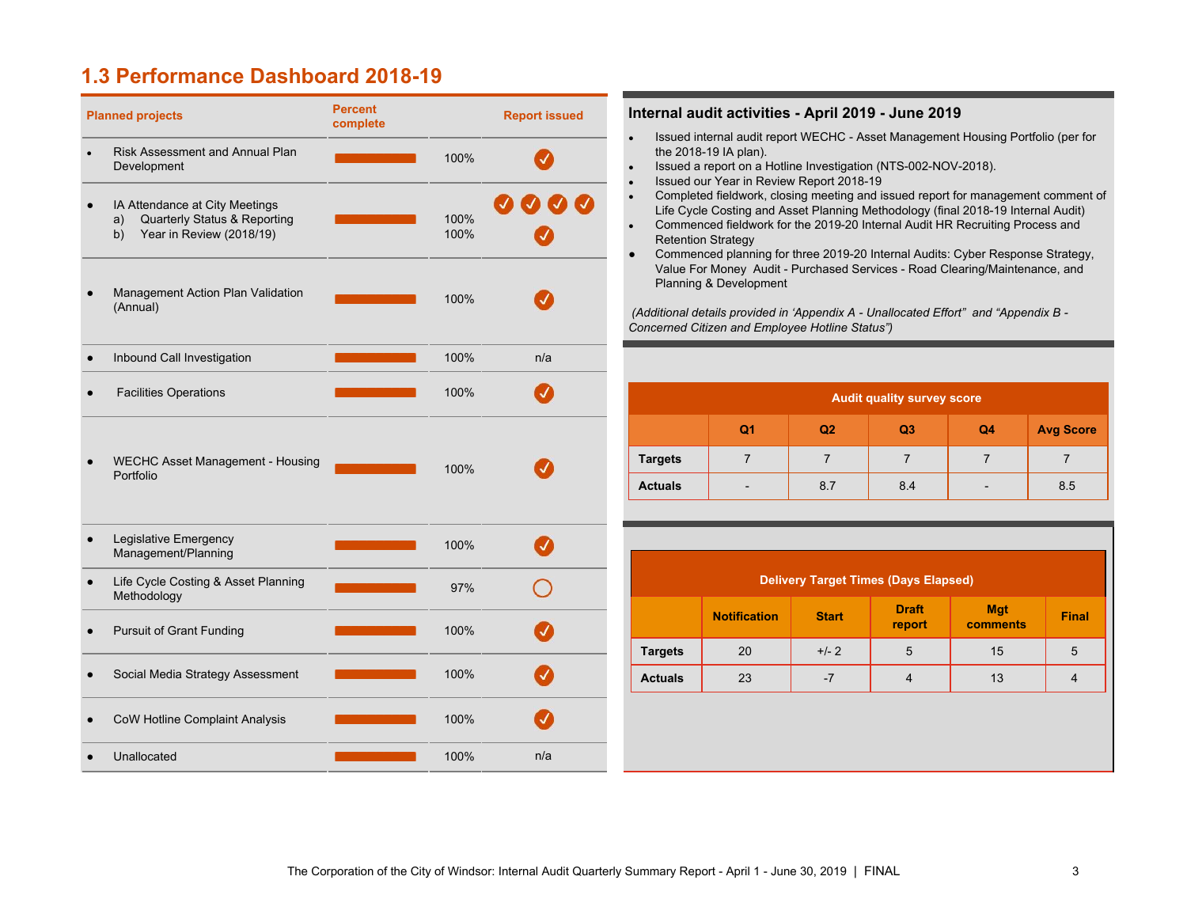## 1.3 Performance Dashboard 2018-19

| Planned projects | Percent complete | | Report issued |
|---|---|---|---|
| • Risk Assessment and Annual Plan Development | | 100% | ✓ |
| • IA Attendance at City Meetings<br>a) Quarterly Status & Reporting<br>b) Year in Review (2018/19) | | 100%<br>100% | ✓ ✓ ✓ ✓<br>✓ |
| • Management Action Plan Validation (Annual) | | 100% | ✓ |
| • Inbound Call Investigation | | 100% | n/a |
| • Facilities Operations | | 100% | ✓ |
| • WECHC Asset Management - Housing Portfolio | | 100% | ✓ |
| • Legislative Emergency Management/Planning | | 100% | ✓ |
| • Life Cycle Costing & Asset Planning Methodology | | 97% | ○ |
| • Pursuit of Grant Funding | | 100% | ✓ |
| • Social Media Strategy Assessment | | 100% | ✓ |
| • CoW Hotline Complaint Analysis | | 100% | ✓ |
| • Unallocated | | 100% | n/a |

### Internal audit activities - April 2019 - June 2019

- Issued internal audit report WECHC - Asset Management Housing Portfolio (per for the 2018-19 IA plan).
- Issued a report on a Hotline Investigation (NTS-002-NOV-2018).
- Issued our Year in Review Report 2018-19
- Completed fieldwork, closing meeting and issued report for management comment of Life Cycle Costing and Asset Planning Methodology (final 2018-19 Internal Audit)
- Commenced fieldwork for the 2019-20 Internal Audit HR Recruiting Process and Retention Strategy
- Commenced planning for three 2019-20 Internal Audits: Cyber Response Strategy, Value For Money Audit - Purchased Services - Road Clearing/Maintenance, and Planning & Development

*(Additional details provided in 'Appendix A - Unallocated Effort" and "Appendix B - Concerned Citizen and Employee Hotline Status")*

| Audit quality survey score | | | | | |
|---|---|---|---|---|---|
| | **Q1** | **Q2** | **Q3** | **Q4** | **Avg Score** |
| **Targets** | 7 | 7 | 7 | 7 | 7 |
| **Actuals** | - | 8.7 | 8.4 | - | 8.5 |

| Delivery Target Times (Days Elapsed) | | | | | |
|---|---|---|---|---|---|
| | **Notification** | **Start** | **Draft report** | **Mgt comments** | **Final** |
| **Targets** | 20 | +/- 2 | 5 | 15 | 5 |
| **Actuals** | 23 | -7 | 4 | 13 | 4 |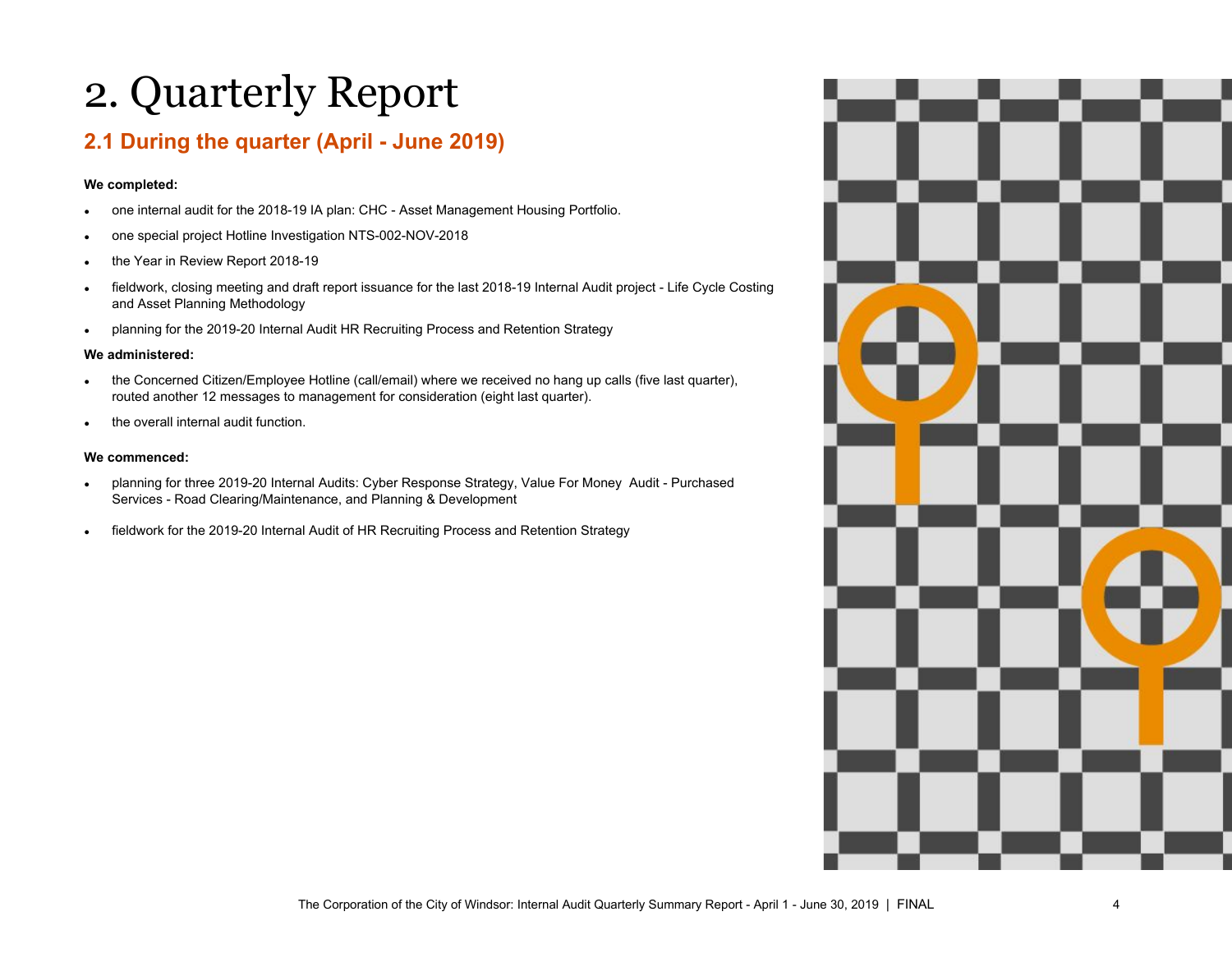# 2. Quarterly Report

## 2.1 During the quarter (April - June 2019)

**We completed:**

- one internal audit for the 2018-19 IA plan: CHC - Asset Management Housing Portfolio.
- one special project Hotline Investigation NTS-002-NOV-2018
- the Year in Review Report 2018-19
- fieldwork, closing meeting and draft report issuance for the last 2018-19 Internal Audit project - Life Cycle Costing and Asset Planning Methodology
- planning for the 2019-20 Internal Audit HR Recruiting Process and Retention Strategy

**We administered:**

- the Concerned Citizen/Employee Hotline (call/email) where we received no hang up calls (five last quarter), routed another 12 messages to management for consideration (eight last quarter).
- the overall internal audit function.

**We commenced:**

- planning for three 2019-20 Internal Audits: Cyber Response Strategy, Value For Money Audit - Purchased Services - Road Clearing/Maintenance, and Planning & Development
- fieldwork for the 2019-20 Internal Audit of HR Recruiting Process and Retention Strategy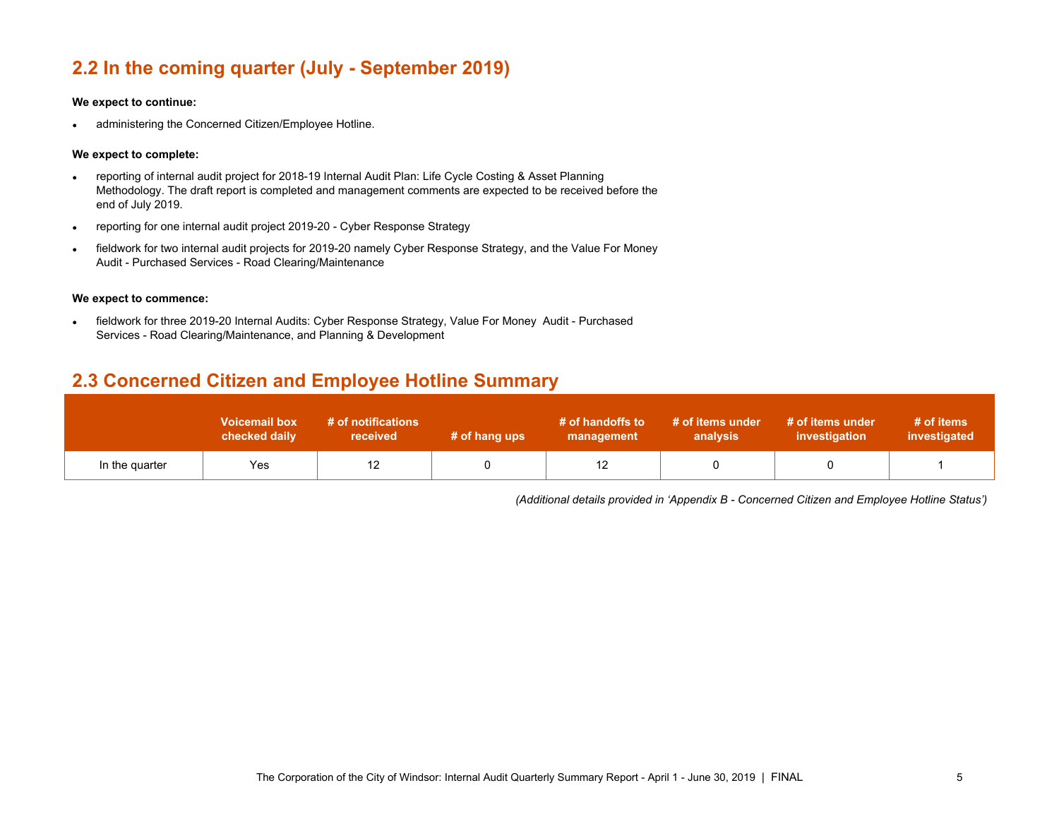## 2.2 In the coming quarter (July - September 2019)

**We expect to continue:**

- administering the Concerned Citizen/Employee Hotline.

**We expect to complete:**

- reporting of internal audit project for 2018-19 Internal Audit Plan: Life Cycle Costing & Asset Planning Methodology. The draft report is completed and management comments are expected to be received before the end of July 2019.
- reporting for one internal audit project 2019-20 - Cyber Response Strategy
- fieldwork for two internal audit projects for 2019-20 namely Cyber Response Strategy, and the Value For Money Audit - Purchased Services - Road Clearing/Maintenance

**We expect to commence:**

- fieldwork for three 2019-20 Internal Audits: Cyber Response Strategy, Value For Money Audit - Purchased Services - Road Clearing/Maintenance, and Planning & Development

## 2.3 Concerned Citizen and Employee Hotline Summary

| | Voicemail box checked daily | # of notifications received | # of hang ups | # of handoffs to management | # of items under analysis | # of items under investigation | # of items investigated |
|---|---|---|---|---|---|---|---|
| In the quarter | Yes | 12 | 0 | 12 | 0 | 0 | 1 |

*(Additional details provided in 'Appendix B - Concerned Citizen and Employee Hotline Status')*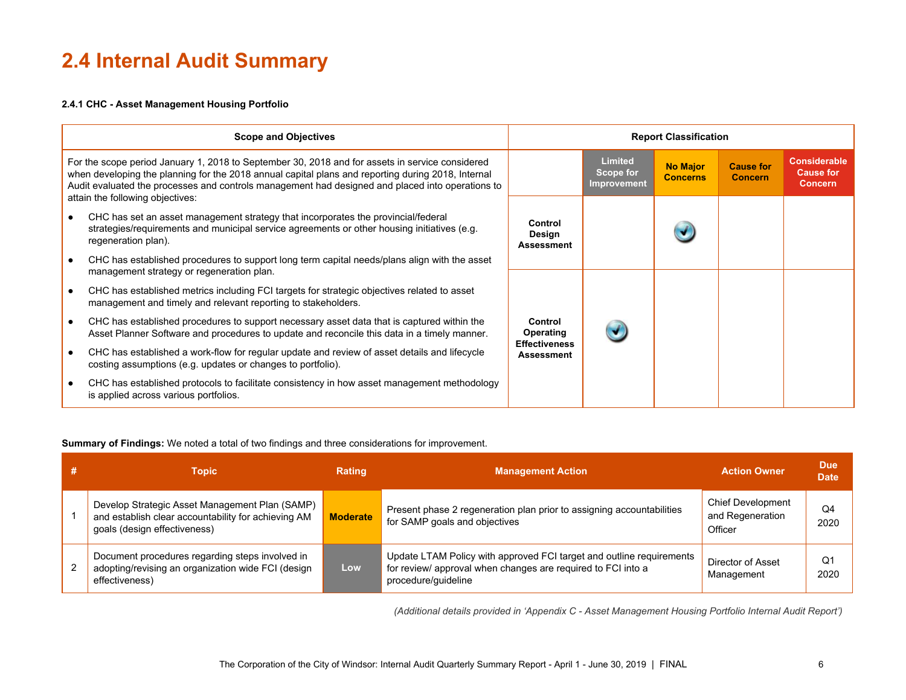# 2.4 Internal Audit Summary

**2.4.1 CHC - Asset Management Housing Portfolio**

| Scope and Objectives | Report Classification | | | | |
|---|---|---|---|---|---|
| | | Limited Scope for Improvement | No Major Concerns | Cause for Concern | Considerable Cause for Concern |
| For the scope period January 1, 2018 to September 30, 2018 and for assets in service considered when developing the planning for the 2018 annual capital plans and reporting during 2018, Internal Audit evaluated the processes and controls management had designed and placed into operations to attain the following objectives: | Control Design Assessment | | ✓ | | |
| • CHC has set an asset management strategy that incorporates the provincial/federal strategies/requirements and municipal service agreements or other housing initiatives (e.g. regeneration plan). • CHC has established procedures to support long term capital needs/plans align with the asset management strategy or regeneration plan. • CHC has established metrics including FCI targets for strategic objectives related to asset management and timely and relevant reporting to stakeholders. • CHC has established procedures to support necessary asset data that is captured within the Asset Planner Software and procedures to update and reconcile this data in a timely manner. • CHC has established a work-flow for regular update and review of asset details and lifecycle costing assumptions (e.g. updates or changes to portfolio). • CHC has established protocols to facilitate consistency in how asset management methodology is applied across various portfolios. | Control Operating Effectiveness Assessment | ✓ | | | |

**Summary of Findings:** We noted a total of two findings and three considerations for improvement.

| # | Topic | Rating | Management Action | Action Owner | Due Date |
|---|---|---|---|---|---|
| 1 | Develop Strategic Asset Management Plan (SAMP) and establish clear accountability for achieving AM goals (design effectiveness) | Moderate | Present phase 2 regeneration plan prior to assigning accountabilities for SAMP goals and objectives | Chief Development and Regeneration Officer | Q4 2020 |
| 2 | Document procedures regarding steps involved in adopting/revising an organization wide FCI (design effectiveness) | Low | Update LTAM Policy with approved FCI target and outline requirements for review/ approval when changes are required to FCI into a procedure/guideline | Director of Asset Management | Q1 2020 |

*(Additional details provided in 'Appendix C - Asset Management Housing Portfolio Internal Audit Report')*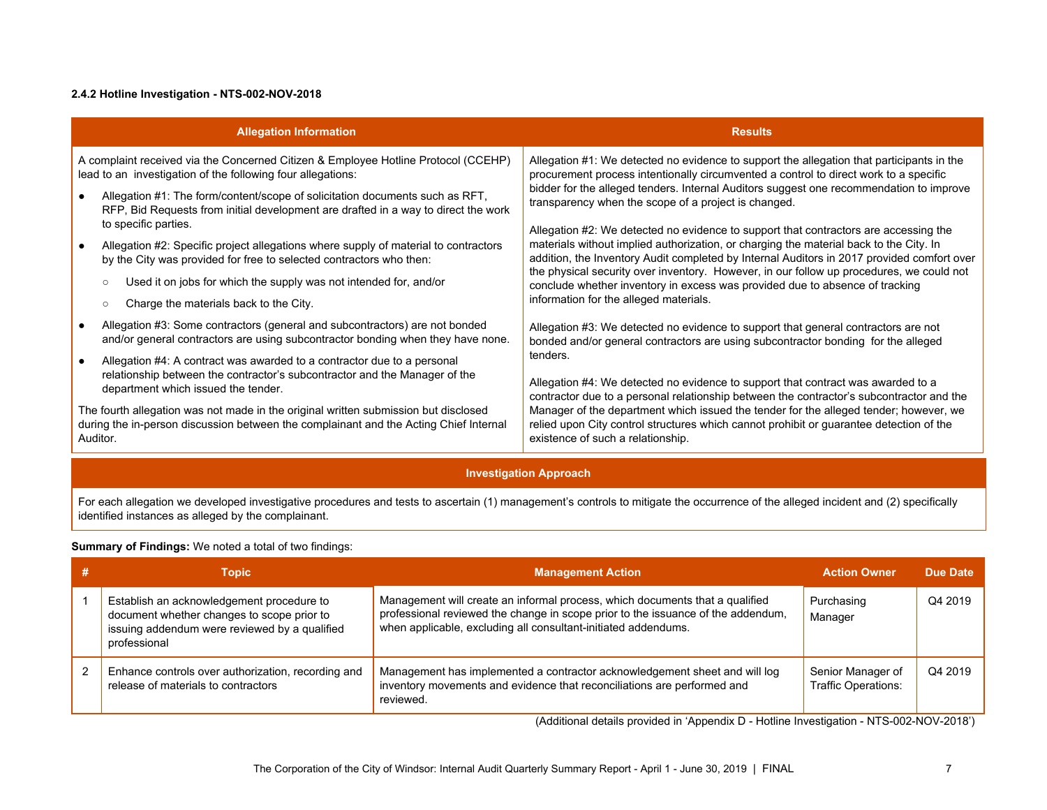#### 2.4.2 Hotline Investigation - NTS-002-NOV-2018

| Allegation Information | Results |
|---|---|
| A complaint received via the Concerned Citizen & Employee Hotline Protocol (CCEHP) lead to an investigation of the following four allegations:<br>● Allegation #1: The form/content/scope of solicitation documents such as RFT, RFP, Bid Requests from initial development are drafted in a way to direct the work to specific parties.<br>● Allegation #2: Specific project allegations where supply of material to contractors by the City was provided for free to selected contractors who then:<br>○ Used it on jobs for which the supply was not intended for, and/or<br>○ Charge the materials back to the City.<br>● Allegation #3: Some contractors (general and subcontractors) are not bonded and/or general contractors are using subcontractor bonding when they have none.<br>● Allegation #4: A contract was awarded to a contractor due to a personal relationship between the contractor's subcontractor and the Manager of the department which issued the tender.<br>The fourth allegation was not made in the original written submission but disclosed during the in-person discussion between the complainant and the Acting Chief Internal Auditor. | Allegation #1: We detected no evidence to support the allegation that participants in the procurement process intentionally circumvented a control to direct work to a specific bidder for the alleged tenders. Internal Auditors suggest one recommendation to improve transparency when the scope of a project is changed.<br>Allegation #2: We detected no evidence to support that contractors are accessing the materials without implied authorization, or charging the material back to the City. In addition, the Inventory Audit completed by Internal Auditors in 2017 provided comfort over the physical security over inventory. However, in our follow up procedures, we could not conclude whether inventory in excess was provided due to absence of tracking information for the alleged materials.<br>Allegation #3: We detected no evidence to support that general contractors are not bonded and/or general contractors are using subcontractor bonding for the alleged tenders.<br>Allegation #4: We detected no evidence to support that contract was awarded to a contractor due to a personal relationship between the contractor's subcontractor and the Manager of the department which issued the tender for the alleged tender; however, we relied upon City control structures which cannot prohibit or guarantee detection of the existence of such a relationship. |

| Investigation Approach |
|---|
| For each allegation we developed investigative procedures and tests to ascertain (1) management's controls to mitigate the occurrence of the alleged incident and (2) specifically identified instances as alleged by the complainant. |

**Summary of Findings:** We noted a total of two findings:

| # | Topic | Management Action | Action Owner | Due Date |
|---|---|---|---|---|
| 1 | Establish an acknowledgement procedure to document whether changes to scope prior to issuing addendum were reviewed by a qualified professional | Management will create an informal process, which documents that a qualified professional reviewed the change in scope prior to the issuance of the addendum, when applicable, excluding all consultant-initiated addendums. | Purchasing Manager | Q4 2019 |
| 2 | Enhance controls over authorization, recording and release of materials to contractors | Management has implemented a contractor acknowledgement sheet and will log inventory movements and evidence that reconciliations are performed and reviewed. | Senior Manager of Traffic Operations: | Q4 2019 |

(Additional details provided in 'Appendix D - Hotline Investigation - NTS-002-NOV-2018')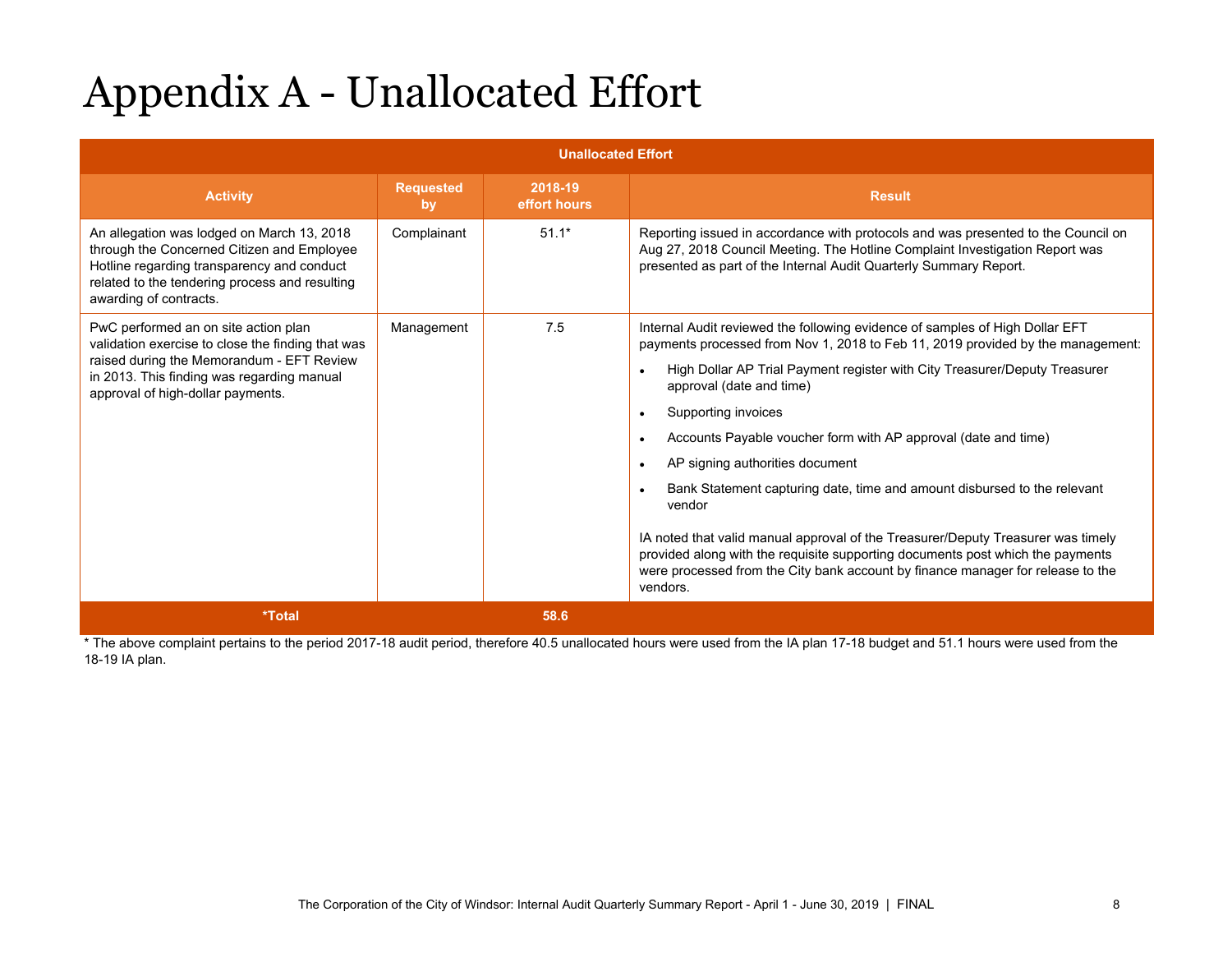# Appendix A - Unallocated Effort

| Unallocated Effort | | | |
|---|---|---|---|
| **Activity** | **Requested by** | **2018-19 effort hours** | **Result** |
| An allegation was lodged on March 13, 2018 through the Concerned Citizen and Employee Hotline regarding transparency and conduct related to the tendering process and resulting awarding of contracts. | Complainant | 51.1* | Reporting issued in accordance with protocols and was presented to the Council on Aug 27, 2018 Council Meeting. The Hotline Complaint Investigation Report was presented as part of the Internal Audit Quarterly Summary Report. |
| PwC performed an on site action plan validation exercise to close the finding that was raised during the Memorandum - EFT Review in 2013. This finding was regarding manual approval of high-dollar payments. | Management | 7.5 | Internal Audit reviewed the following evidence of samples of High Dollar EFT payments processed from Nov 1, 2018 to Feb 11, 2019 provided by the management:<br>• High Dollar AP Trial Payment register with City Treasurer/Deputy Treasurer approval (date and time)<br>• Supporting invoices<br>• Accounts Payable voucher form with AP approval (date and time)<br>• AP signing authorities document<br>• Bank Statement capturing date, time and amount disbursed to the relevant vendor<br><br>IA noted that valid manual approval of the Treasurer/Deputy Treasurer was timely provided along with the requisite supporting documents post which the payments were processed from the City bank account by finance manager for release to the vendors. |
| ***Total** | | **58.6** | |

* The above complaint pertains to the period 2017-18 audit period, therefore 40.5 unallocated hours were used from the IA plan 17-18 budget and 51.1 hours were used from the 18-19 IA plan.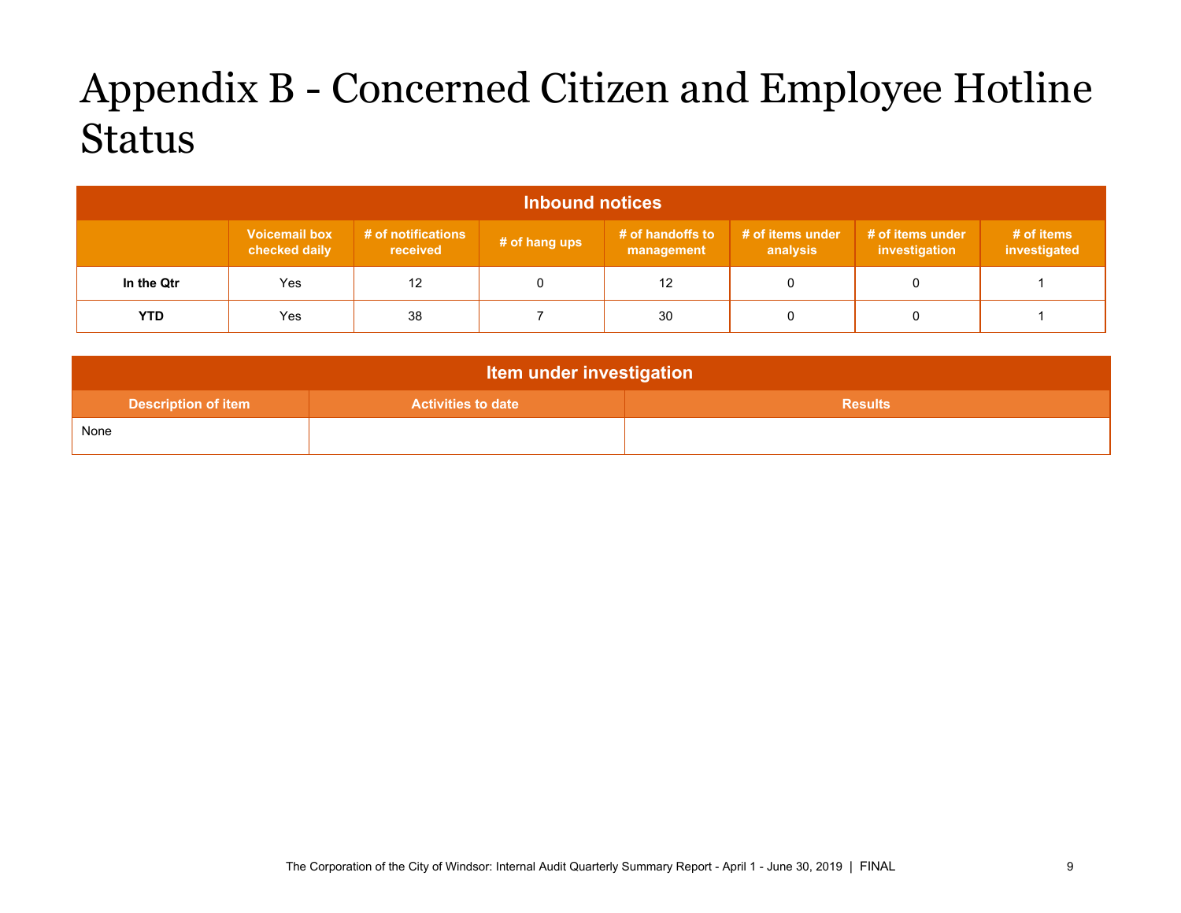# Appendix B - Concerned Citizen and Employee Hotline Status

| Inbound notices | | | | | | | |
|---|---|---|---|---|---|---|---|
| | Voicemail box checked daily | # of notifications received | # of hang ups | # of handoffs to management | # of items under analysis | # of items under investigation | # of items investigated |
| **In the Qtr** | Yes | 12 | 0 | 12 | 0 | 0 | 1 |
| **YTD** | Yes | 38 | 7 | 30 | 0 | 0 | 1 |

| Item under investigation | | |
|---|---|---|
| Description of item | Activities to date | Results |
| None | | |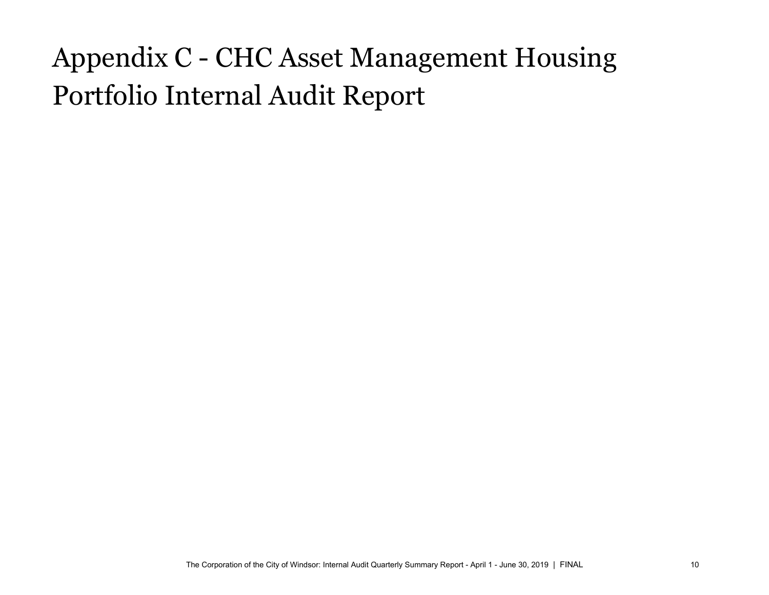# Appendix C - CHC Asset Management Housing Portfolio Internal Audit Report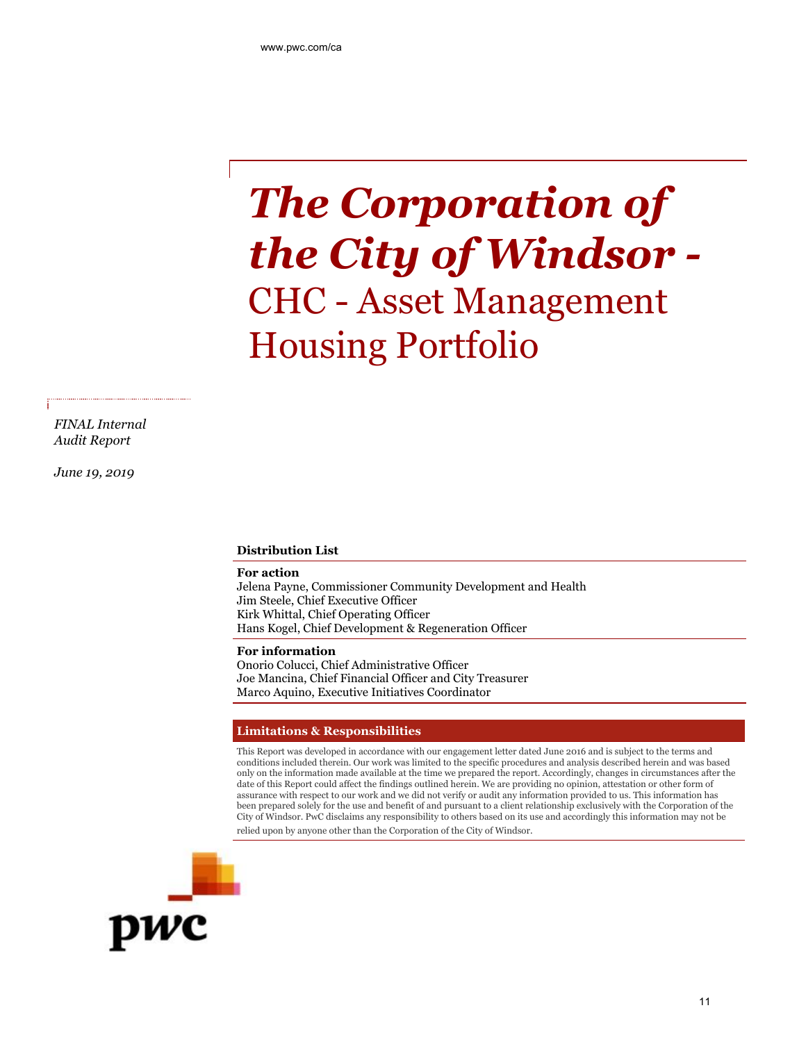www.pwc.com/ca

# *The Corporation of the City of Windsor -* CHC - Asset Management Housing Portfolio

*FINAL Internal Audit Report*

*June 19, 2019*

**Distribution List**

**For action**
Jelena Payne, Commissioner Community Development and Health
Jim Steele, Chief Executive Officer
Kirk Whittal, Chief Operating Officer
Hans Kogel, Chief Development & Regeneration Officer

**For information**
Onorio Colucci, Chief Administrative Officer
Joe Mancina, Chief Financial Officer and City Treasurer
Marco Aquino, Executive Initiatives Coordinator

**Limitations & Responsibilities**

This Report was developed in accordance with our engagement letter dated June 2016 and is subject to the terms and conditions included therein. Our work was limited to the specific procedures and analysis described herein and was based only on the information made available at the time we prepared the report. Accordingly, changes in circumstances after the date of this Report could affect the findings outlined herein. We are providing no opinion, attestation or other form of assurance with respect to our work and we did not verify or audit any information provided to us. This information has been prepared solely for the use and benefit of and pursuant to a client relationship exclusively with the Corporation of the City of Windsor. PwC disclaims any responsibility to others based on its use and accordingly this information may not be relied upon by anyone other than the Corporation of the City of Windsor.

pwc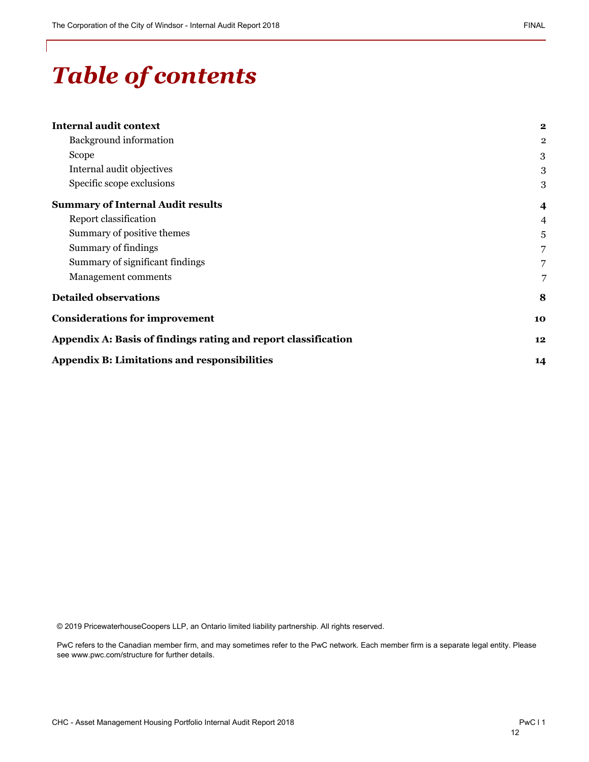# *Table of contents*

| | |
|---|---|
| **Internal audit context** | **2** |
| Background information | 2 |
| Scope | 3 |
| Internal audit objectives | 3 |
| Specific scope exclusions | 3 |
| **Summary of Internal Audit results** | **4** |
| Report classification | 4 |
| Summary of positive themes | 5 |
| Summary of findings | 7 |
| Summary of significant findings | 7 |
| Management comments | 7 |
| **Detailed observations** | **8** |
| **Considerations for improvement** | **10** |
| **Appendix A: Basis of findings rating and report classification** | **12** |
| **Appendix B: Limitations and responsibilities** | **14** |

© 2019 PricewaterhouseCoopers LLP, an Ontario limited liability partnership. All rights reserved.

PwC refers to the Canadian member firm, and may sometimes refer to the PwC network. Each member firm is a separate legal entity. Please see www.pwc.com/structure for further details.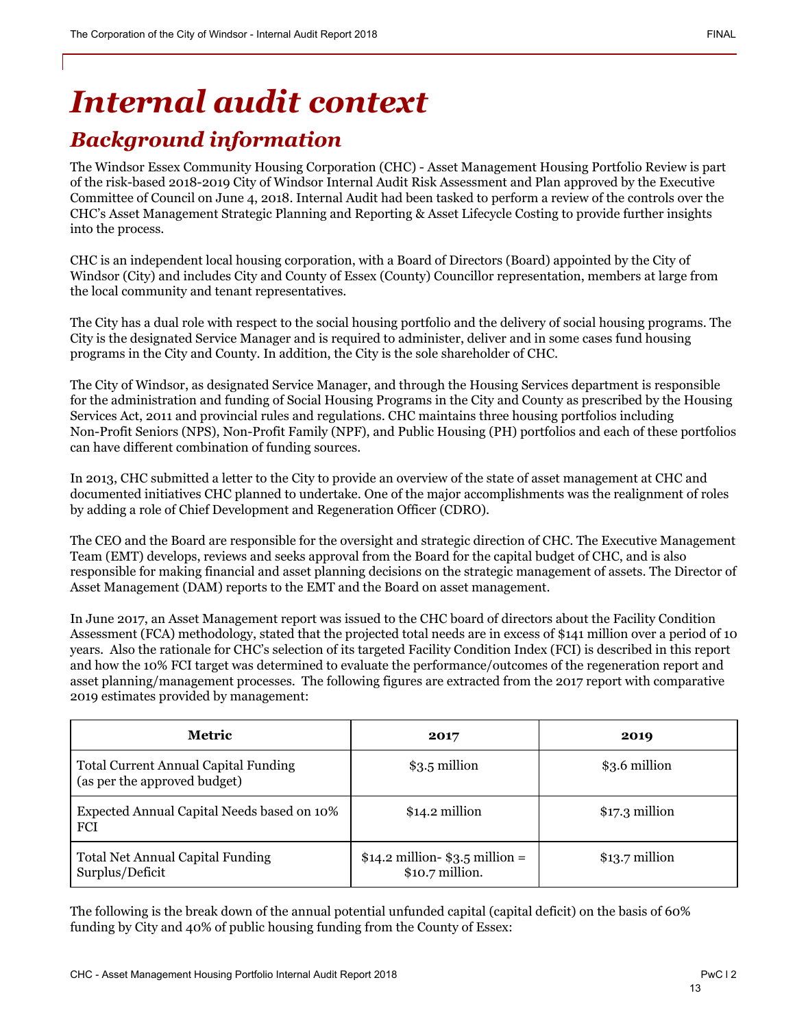# Internal audit context

## Background information

The Windsor Essex Community Housing Corporation (CHC) - Asset Management Housing Portfolio Review is part of the risk-based 2018-2019 City of Windsor Internal Audit Risk Assessment and Plan approved by the Executive Committee of Council on June 4, 2018. Internal Audit had been tasked to perform a review of the controls over the CHC's Asset Management Strategic Planning and Reporting & Asset Lifecycle Costing to provide further insights into the process.

CHC is an independent local housing corporation, with a Board of Directors (Board) appointed by the City of Windsor (City) and includes City and County of Essex (County) Councillor representation, members at large from the local community and tenant representatives.

The City has a dual role with respect to the social housing portfolio and the delivery of social housing programs. The City is the designated Service Manager and is required to administer, deliver and in some cases fund housing programs in the City and County. In addition, the City is the sole shareholder of CHC.

The City of Windsor, as designated Service Manager, and through the Housing Services department is responsible for the administration and funding of Social Housing Programs in the City and County as prescribed by the Housing Services Act, 2011 and provincial rules and regulations. CHC maintains three housing portfolios including Non-Profit Seniors (NPS), Non-Profit Family (NPF), and Public Housing (PH) portfolios and each of these portfolios can have different combination of funding sources.

In 2013, CHC submitted a letter to the City to provide an overview of the state of asset management at CHC and documented initiatives CHC planned to undertake. One of the major accomplishments was the realignment of roles by adding a role of Chief Development and Regeneration Officer (CDRO).

The CEO and the Board are responsible for the oversight and strategic direction of CHC. The Executive Management Team (EMT) develops, reviews and seeks approval from the Board for the capital budget of CHC, and is also responsible for making financial and asset planning decisions on the strategic management of assets. The Director of Asset Management (DAM) reports to the EMT and the Board on asset management.

In June 2017, an Asset Management report was issued to the CHC board of directors about the Facility Condition Assessment (FCA) methodology, stated that the projected total needs are in excess of $141 million over a period of 10 years. Also the rationale for CHC's selection of its targeted Facility Condition Index (FCI) is described in this report and how the 10% FCI target was determined to evaluate the performance/outcomes of the regeneration report and asset planning/management processes. The following figures are extracted from the 2017 report with comparative 2019 estimates provided by management:

| Metric | 2017 | 2019 |
|---|---|---|
| Total Current Annual Capital Funding (as per the approved budget) | $3.5 million | $3.6 million |
| Expected Annual Capital Needs based on 10% FCI | $14.2 million | $17.3 million |
| Total Net Annual Capital Funding Surplus/Deficit | $14.2 million- $3.5 million = $10.7 million. | $13.7 million |

The following is the break down of the annual potential unfunded capital (capital deficit) on the basis of 60% funding by City and 40% of public housing funding from the County of Essex: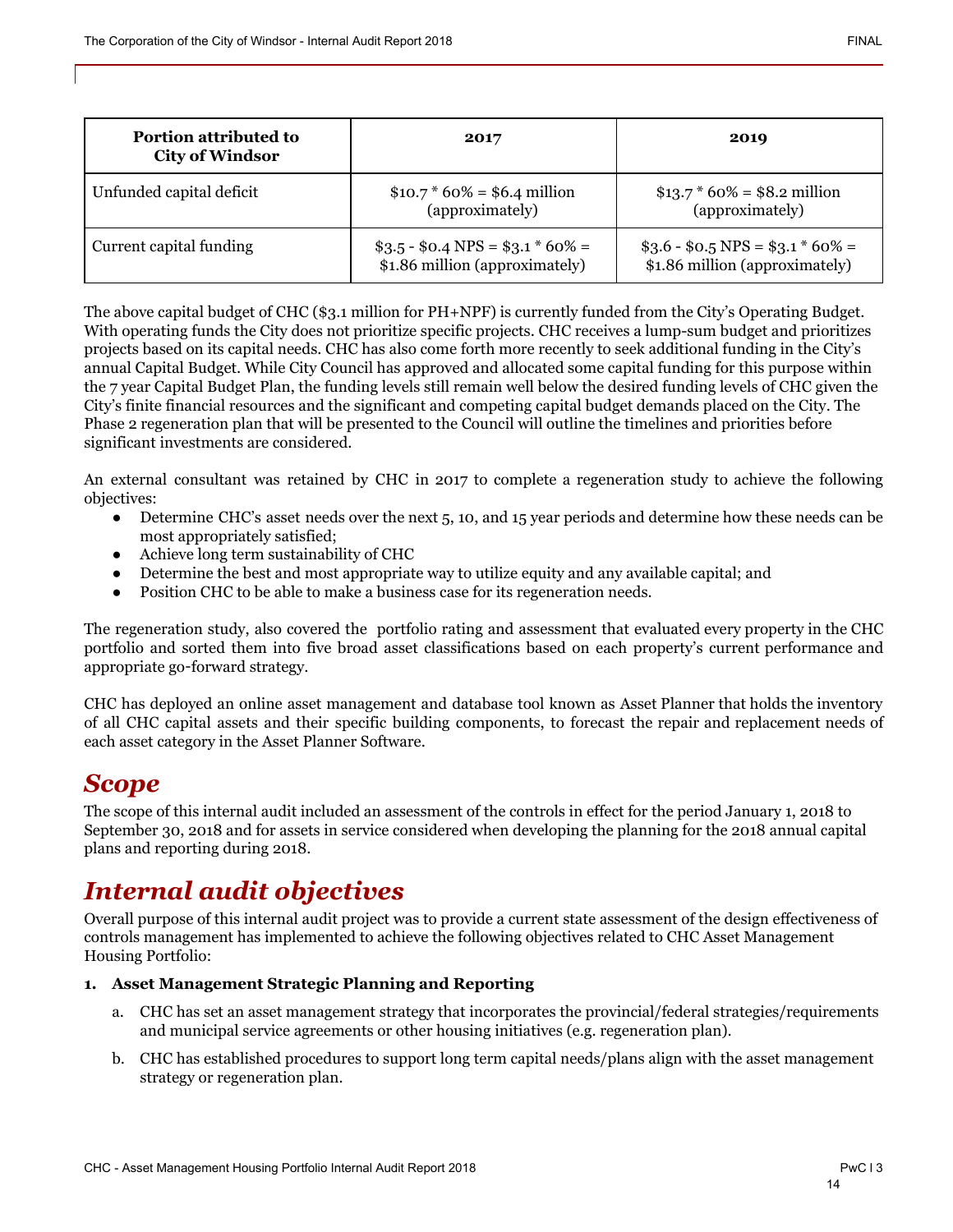| Portion attributed to City of Windsor | 2017 | 2019 |
|---|---|---|
| Unfunded capital deficit | $10.7 * 60% = $6.4 million (approximately) | $13.7 * 60% = $8.2 million (approximately) |
| Current capital funding | $3.5 - $0.4 NPS = $3.1 * 60% = $1.86 million (approximately) | $3.6 - $0.5 NPS = $3.1 * 60% = $1.86 million (approximately) |

The above capital budget of CHC ($3.1 million for PH+NPF) is currently funded from the City's Operating Budget. With operating funds the City does not prioritize specific projects. CHC receives a lump-sum budget and prioritizes projects based on its capital needs. CHC has also come forth more recently to seek additional funding in the City's annual Capital Budget. While City Council has approved and allocated some capital funding for this purpose within the 7 year Capital Budget Plan, the funding levels still remain well below the desired funding levels of CHC given the City's finite financial resources and the significant and competing capital budget demands placed on the City. The Phase 2 regeneration plan that will be presented to the Council will outline the timelines and priorities before significant investments are considered.

An external consultant was retained by CHC in 2017 to complete a regeneration study to achieve the following objectives:

- Determine CHC's asset needs over the next 5, 10, and 15 year periods and determine how these needs can be most appropriately satisfied;
- Achieve long term sustainability of CHC
- Determine the best and most appropriate way to utilize equity and any available capital; and
- Position CHC to be able to make a business case for its regeneration needs.

The regeneration study, also covered the portfolio rating and assessment that evaluated every property in the CHC portfolio and sorted them into five broad asset classifications based on each property's current performance and appropriate go-forward strategy.

CHC has deployed an online asset management and database tool known as Asset Planner that holds the inventory of all CHC capital assets and their specific building components, to forecast the repair and replacement needs of each asset category in the Asset Planner Software.

## *Scope*

The scope of this internal audit included an assessment of the controls in effect for the period January 1, 2018 to September 30, 2018 and for assets in service considered when developing the planning for the 2018 annual capital plans and reporting during 2018.

## *Internal audit objectives*

Overall purpose of this internal audit project was to provide a current state assessment of the design effectiveness of controls management has implemented to achieve the following objectives related to CHC Asset Management Housing Portfolio:

**1. Asset Management Strategic Planning and Reporting**

a. CHC has set an asset management strategy that incorporates the provincial/federal strategies/requirements and municipal service agreements or other housing initiatives (e.g. regeneration plan).

b. CHC has established procedures to support long term capital needs/plans align with the asset management strategy or regeneration plan.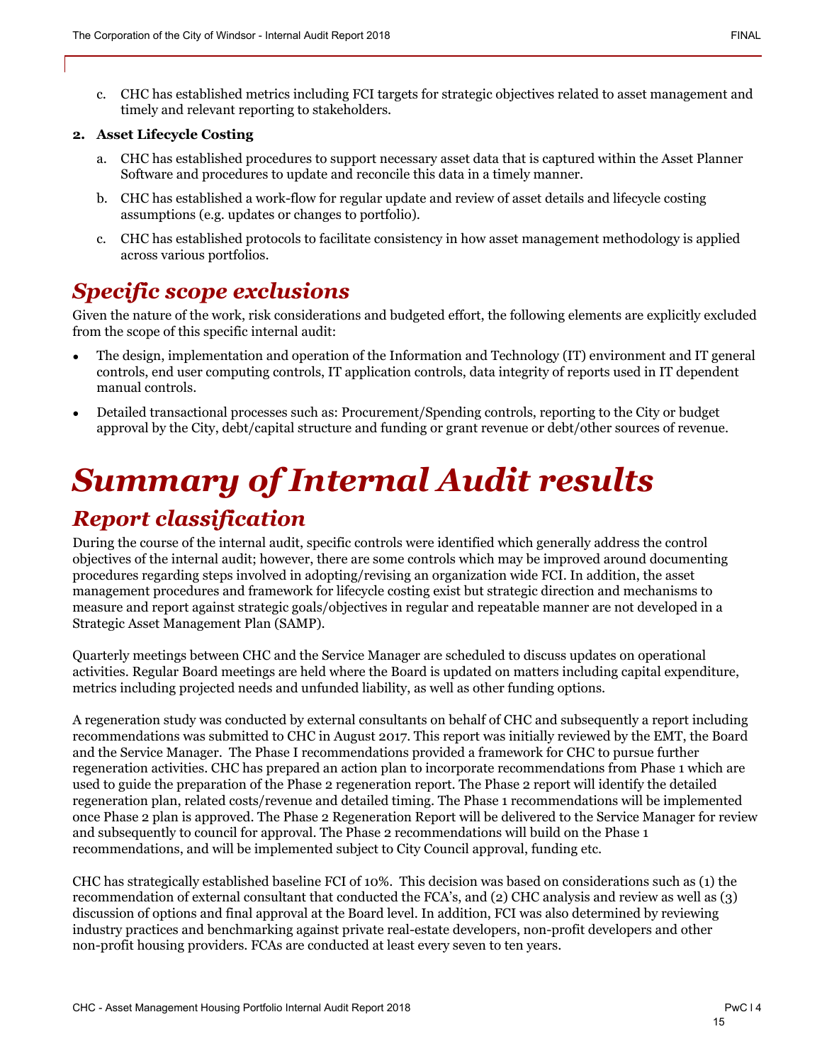c. CHC has established metrics including FCI targets for strategic objectives related to asset management and timely and relevant reporting to stakeholders.

**2. Asset Lifecycle Costing**

a. CHC has established procedures to support necessary asset data that is captured within the Asset Planner Software and procedures to update and reconcile this data in a timely manner.

b. CHC has established a work-flow for regular update and review of asset details and lifecycle costing assumptions (e.g. updates or changes to portfolio).

c. CHC has established protocols to facilitate consistency in how asset management methodology is applied across various portfolios.

## *Specific scope exclusions*

Given the nature of the work, risk considerations and budgeted effort, the following elements are explicitly excluded from the scope of this specific internal audit:

- The design, implementation and operation of the Information and Technology (IT) environment and IT general controls, end user computing controls, IT application controls, data integrity of reports used in IT dependent manual controls.
- Detailed transactional processes such as: Procurement/Spending controls, reporting to the City or budget approval by the City, debt/capital structure and funding or grant revenue or debt/other sources of revenue.

# *Summary of Internal Audit results*

## *Report classification*

During the course of the internal audit, specific controls were identified which generally address the control objectives of the internal audit; however, there are some controls which may be improved around documenting procedures regarding steps involved in adopting/revising an organization wide FCI. In addition, the asset management procedures and framework for lifecycle costing exist but strategic direction and mechanisms to measure and report against strategic goals/objectives in regular and repeatable manner are not developed in a Strategic Asset Management Plan (SAMP).

Quarterly meetings between CHC and the Service Manager are scheduled to discuss updates on operational activities. Regular Board meetings are held where the Board is updated on matters including capital expenditure, metrics including projected needs and unfunded liability, as well as other funding options.

A regeneration study was conducted by external consultants on behalf of CHC and subsequently a report including recommendations was submitted to CHC in August 2017. This report was initially reviewed by the EMT, the Board and the Service Manager. The Phase I recommendations provided a framework for CHC to pursue further regeneration activities. CHC has prepared an action plan to incorporate recommendations from Phase 1 which are used to guide the preparation of the Phase 2 regeneration report. The Phase 2 report will identify the detailed regeneration plan, related costs/revenue and detailed timing. The Phase 1 recommendations will be implemented once Phase 2 plan is approved. The Phase 2 Regeneration Report will be delivered to the Service Manager for review and subsequently to council for approval. The Phase 2 recommendations will build on the Phase 1 recommendations, and will be implemented subject to City Council approval, funding etc.

CHC has strategically established baseline FCI of 10%. This decision was based on considerations such as (1) the recommendation of external consultant that conducted the FCA's, and (2) CHC analysis and review as well as (3) discussion of options and final approval at the Board level. In addition, FCI was also determined by reviewing industry practices and benchmarking against private real-estate developers, non-profit developers and other non-profit housing providers. FCAs are conducted at least every seven to ten years.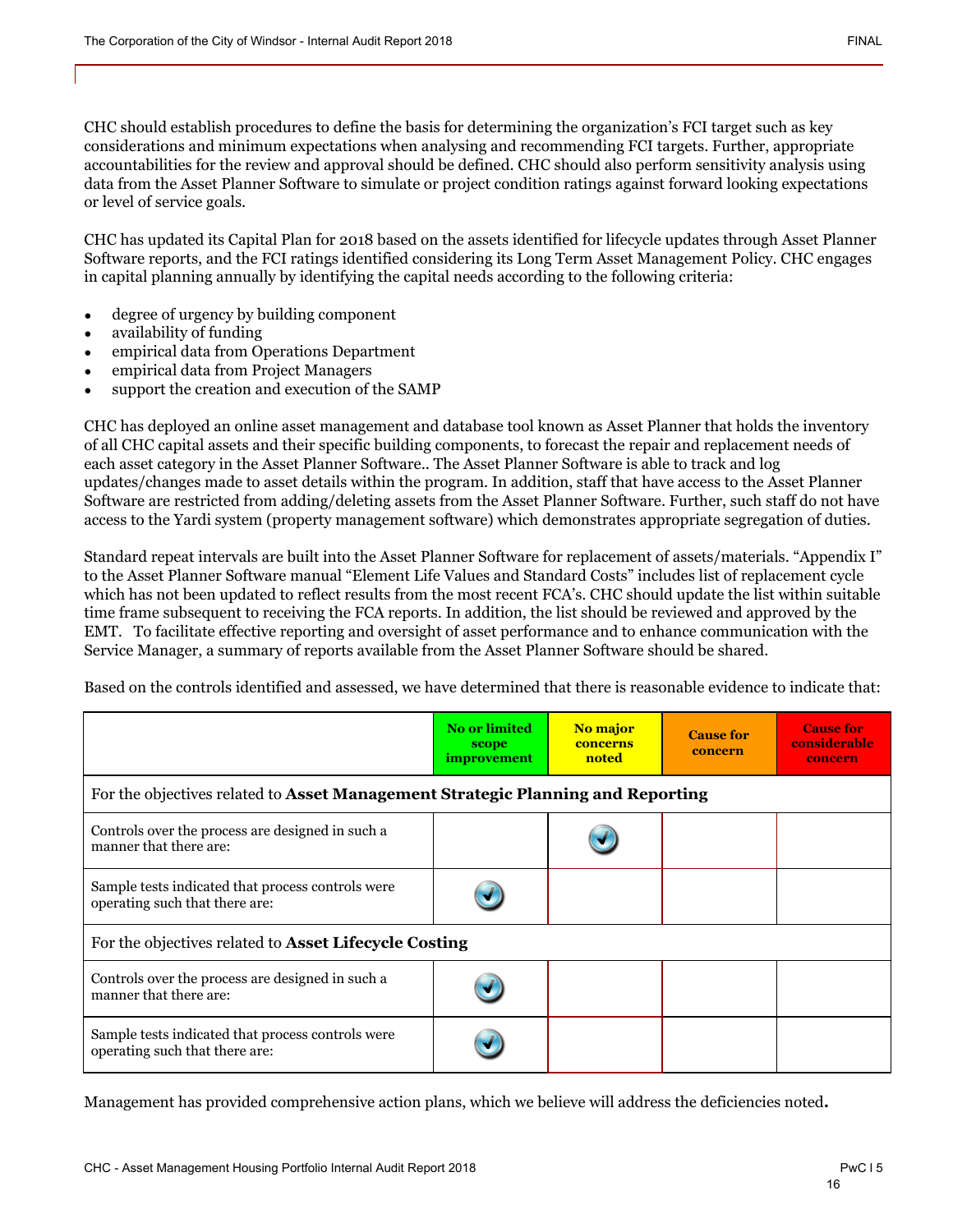CHC should establish procedures to define the basis for determining the organization's FCI target such as key considerations and minimum expectations when analysing and recommending FCI targets. Further, appropriate accountabilities for the review and approval should be defined. CHC should also perform sensitivity analysis using data from the Asset Planner Software to simulate or project condition ratings against forward looking expectations or level of service goals.

CHC has updated its Capital Plan for 2018 based on the assets identified for lifecycle updates through Asset Planner Software reports, and the FCI ratings identified considering its Long Term Asset Management Policy. CHC engages in capital planning annually by identifying the capital needs according to the following criteria:

- degree of urgency by building component
- availability of funding
- empirical data from Operations Department
- empirical data from Project Managers
- support the creation and execution of the SAMP

CHC has deployed an online asset management and database tool known as Asset Planner that holds the inventory of all CHC capital assets and their specific building components, to forecast the repair and replacement needs of each asset category in the Asset Planner Software.. The Asset Planner Software is able to track and log updates/changes made to asset details within the program. In addition, staff that have access to the Asset Planner Software are restricted from adding/deleting assets from the Asset Planner Software. Further, such staff do not have access to the Yardi system (property management software) which demonstrates appropriate segregation of duties.

Standard repeat intervals are built into the Asset Planner Software for replacement of assets/materials. "Appendix I" to the Asset Planner Software manual "Element Life Values and Standard Costs" includes list of replacement cycle which has not been updated to reflect results from the most recent FCA's. CHC should update the list within suitable time frame subsequent to receiving the FCA reports. In addition, the list should be reviewed and approved by the EMT. To facilitate effective reporting and oversight of asset performance and to enhance communication with the Service Manager, a summary of reports available from the Asset Planner Software should be shared.

Based on the controls identified and assessed, we have determined that there is reasonable evidence to indicate that:

| | No or limited scope improvement | No major concerns noted | Cause for concern | Cause for considerable concern |
|---|---|---|---|---|
| For the objectives related to **Asset Management Strategic Planning and Reporting** | | | | |
| Controls over the process are designed in such a manner that there are: | | ✓ | | |
| Sample tests indicated that process controls were operating such that there are: | ✓ | | | |
| For the objectives related to **Asset Lifecycle Costing** | | | | |
| Controls over the process are designed in such a manner that there are: | ✓ | | | |
| Sample tests indicated that process controls were operating such that there are: | ✓ | | | |

Management has provided comprehensive action plans, which we believe will address the deficiencies noted**.**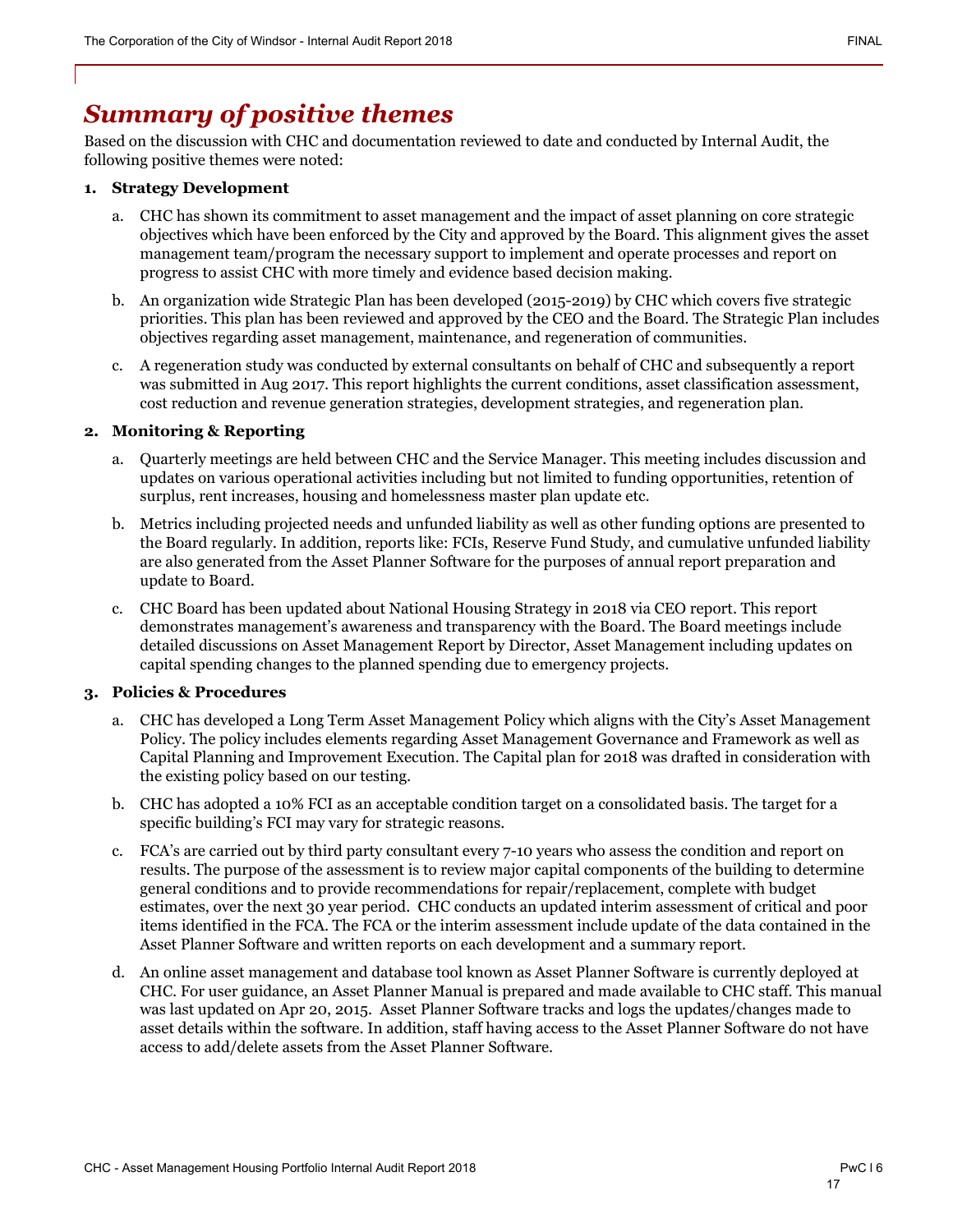# *Summary of positive themes*

Based on the discussion with CHC and documentation reviewed to date and conducted by Internal Audit, the following positive themes were noted:

1. **Strategy Development**

    a. CHC has shown its commitment to asset management and the impact of asset planning on core strategic objectives which have been enforced by the City and approved by the Board. This alignment gives the asset management team/program the necessary support to implement and operate processes and report on progress to assist CHC with more timely and evidence based decision making.

    b. An organization wide Strategic Plan has been developed (2015-2019) by CHC which covers five strategic priorities. This plan has been reviewed and approved by the CEO and the Board. The Strategic Plan includes objectives regarding asset management, maintenance, and regeneration of communities.

    c. A regeneration study was conducted by external consultants on behalf of CHC and subsequently a report was submitted in Aug 2017. This report highlights the current conditions, asset classification assessment, cost reduction and revenue generation strategies, development strategies, and regeneration plan.

2. **Monitoring & Reporting**

    a. Quarterly meetings are held between CHC and the Service Manager. This meeting includes discussion and updates on various operational activities including but not limited to funding opportunities, retention of surplus, rent increases, housing and homelessness master plan update etc.

    b. Metrics including projected needs and unfunded liability as well as other funding options are presented to the Board regularly. In addition, reports like: FCIs, Reserve Fund Study, and cumulative unfunded liability are also generated from the Asset Planner Software for the purposes of annual report preparation and update to Board.

    c. CHC Board has been updated about National Housing Strategy in 2018 via CEO report. This report demonstrates management's awareness and transparency with the Board. The Board meetings include detailed discussions on Asset Management Report by Director, Asset Management including updates on capital spending changes to the planned spending due to emergency projects.

3. **Policies & Procedures**

    a. CHC has developed a Long Term Asset Management Policy which aligns with the City's Asset Management Policy. The policy includes elements regarding Asset Management Governance and Framework as well as Capital Planning and Improvement Execution. The Capital plan for 2018 was drafted in consideration with the existing policy based on our testing.

    b. CHC has adopted a 10% FCI as an acceptable condition target on a consolidated basis. The target for a specific building's FCI may vary for strategic reasons.

    c. FCA's are carried out by third party consultant every 7-10 years who assess the condition and report on results. The purpose of the assessment is to review major capital components of the building to determine general conditions and to provide recommendations for repair/replacement, complete with budget estimates, over the next 30 year period. CHC conducts an updated interim assessment of critical and poor items identified in the FCA. The FCA or the interim assessment include update of the data contained in the Asset Planner Software and written reports on each development and a summary report.

    d. An online asset management and database tool known as Asset Planner Software is currently deployed at CHC. For user guidance, an Asset Planner Manual is prepared and made available to CHC staff. This manual was last updated on Apr 20, 2015. Asset Planner Software tracks and logs the updates/changes made to asset details within the software. In addition, staff having access to the Asset Planner Software do not have access to add/delete assets from the Asset Planner Software.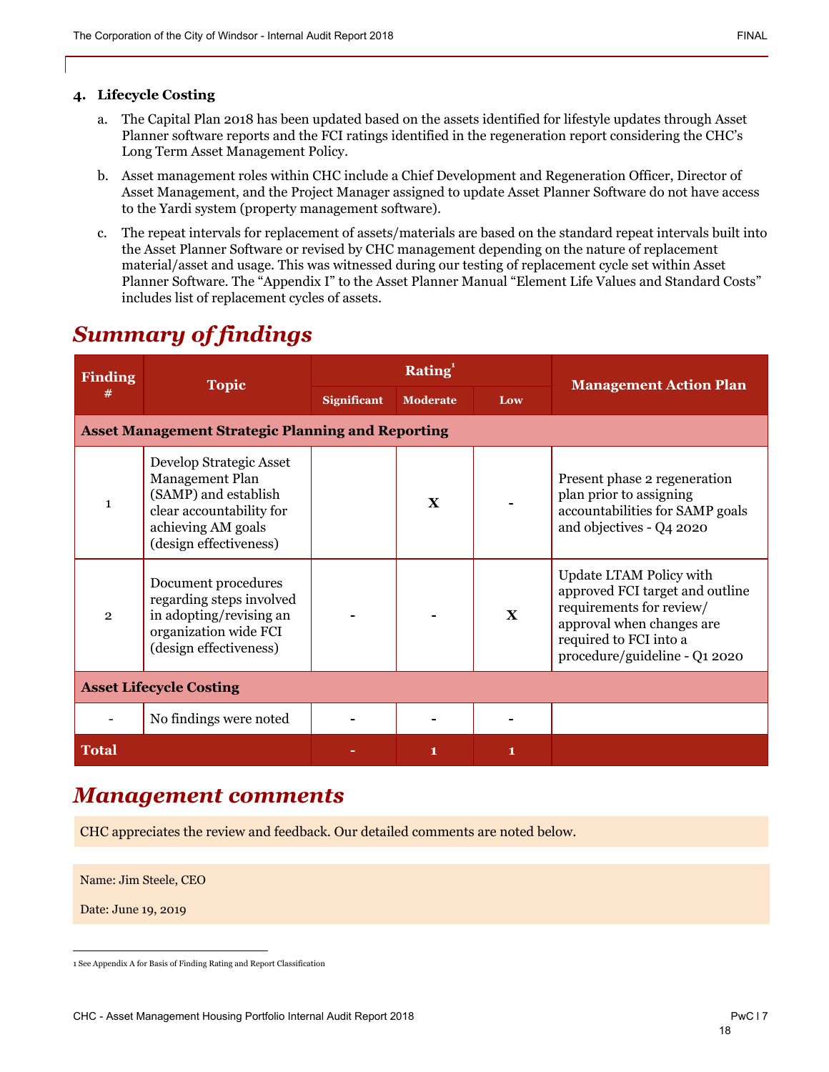4. **Lifecycle Costing**

   a. The Capital Plan 2018 has been updated based on the assets identified for lifestyle updates through Asset Planner software reports and the FCI ratings identified in the regeneration report considering the CHC's Long Term Asset Management Policy.

   b. Asset management roles within CHC include a Chief Development and Regeneration Officer, Director of Asset Management, and the Project Manager assigned to update Asset Planner Software do not have access to the Yardi system (property management software).

   c. The repeat intervals for replacement of assets/materials are based on the standard repeat intervals built into the Asset Planner Software or revised by CHC management depending on the nature of replacement material/asset and usage. This was witnessed during our testing of replacement cycle set within Asset Planner Software. The "Appendix I" to the Asset Planner Manual "Element Life Values and Standard Costs" includes list of replacement cycles of assets.

## *Summary of findings*

| Finding # | Topic | Rating[1] | | | Management Action Plan |
|---|---|---|---|---|---|
| | | Significant | Moderate | Low | |
| **Asset Management Strategic Planning and Reporting** | | | | | |
| 1 | Develop Strategic Asset Management Plan (SAMP) and establish clear accountability for achieving AM goals (design effectiveness) | | X | - | Present phase 2 regeneration plan prior to assigning accountabilities for SAMP goals and objectives - Q4 2020 |
| 2 | Document procedures regarding steps involved in adopting/revising an organization wide FCI (design effectiveness) | - | - | X | Update LTAM Policy with approved FCI target and outline requirements for review/ approval when changes are required to FCI into a procedure/guideline - Q1 2020 |
| **Asset Lifecycle Costing** | | | | | |
| - | No findings were noted | - | - | - | |
| **Total** | | - | 1 | 1 | |

## *Management comments*

CHC appreciates the review and feedback. Our detailed comments are noted below.

Name: Jim Steele, CEO

Date: June 19, 2019

[1] See Appendix A for Basis of Finding Rating and Report Classification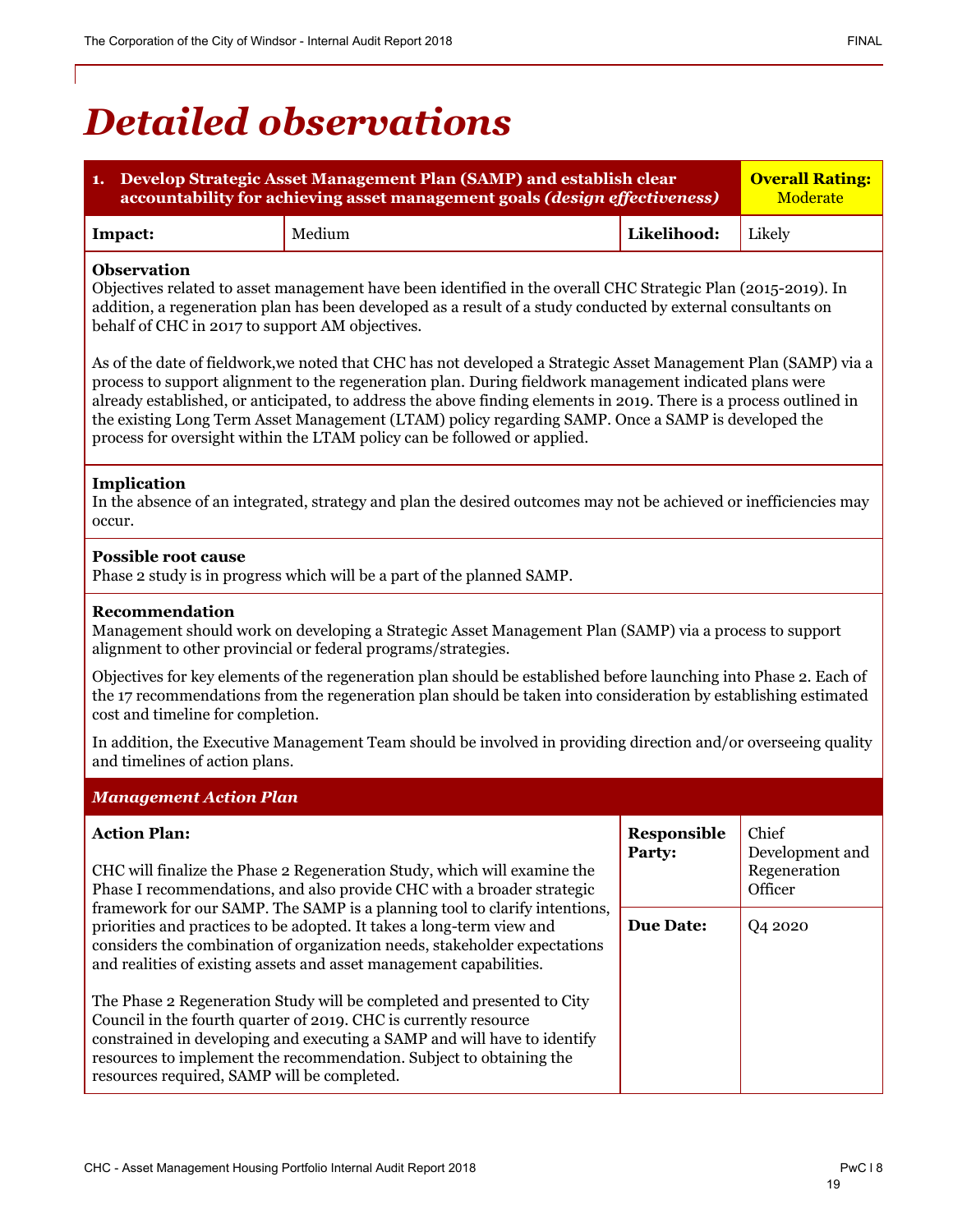# Detailed observations

| 1. Develop Strategic Asset Management Plan (SAMP) and establish clear accountability for achieving asset management goals *(design effectiveness)* | | **Overall Rating:** Moderate | |
|---|---|---|---|
| **Impact:** | Medium | **Likelihood:** | Likely |

**Observation**

Objectives related to asset management have been identified in the overall CHC Strategic Plan (2015-2019). In addition, a regeneration plan has been developed as a result of a study conducted by external consultants on behalf of CHC in 2017 to support AM objectives.

As of the date of fieldwork,we noted that CHC has not developed a Strategic Asset Management Plan (SAMP) via a process to support alignment to the regeneration plan. During fieldwork management indicated plans were already established, or anticipated, to address the above finding elements in 2019. There is a process outlined in the existing Long Term Asset Management (LTAM) policy regarding SAMP. Once a SAMP is developed the process for oversight within the LTAM policy can be followed or applied.

**Implication**

In the absence of an integrated, strategy and plan the desired outcomes may not be achieved or inefficiencies may occur.

**Possible root cause**

Phase 2 study is in progress which will be a part of the planned SAMP.

**Recommendation**

Management should work on developing a Strategic Asset Management Plan (SAMP) via a process to support alignment to other provincial or federal programs/strategies.

Objectives for key elements of the regeneration plan should be established before launching into Phase 2. Each of the 17 recommendations from the regeneration plan should be taken into consideration by establishing estimated cost and timeline for completion.

In addition, the Executive Management Team should be involved in providing direction and/or overseeing quality and timelines of action plans.

***Management Action Plan***

| **Action Plan:** | **Responsible Party:** | Chief Development and Regeneration Officer |
|---|---|---|
| CHC will finalize the Phase 2 Regeneration Study, which will examine the Phase I recommendations, and also provide CHC with a broader strategic framework for our SAMP. The SAMP is a planning tool to clarify intentions, priorities and practices to be adopted. It takes a long-term view and considers the combination of organization needs, stakeholder expectations and realities of existing assets and asset management capabilities.<br><br>The Phase 2 Regeneration Study will be completed and presented to City Council in the fourth quarter of 2019. CHC is currently resource constrained in developing and executing a SAMP and will have to identify resources to implement the recommendation. Subject to obtaining the resources required, SAMP will be completed. | **Due Date:** | Q4 2020 |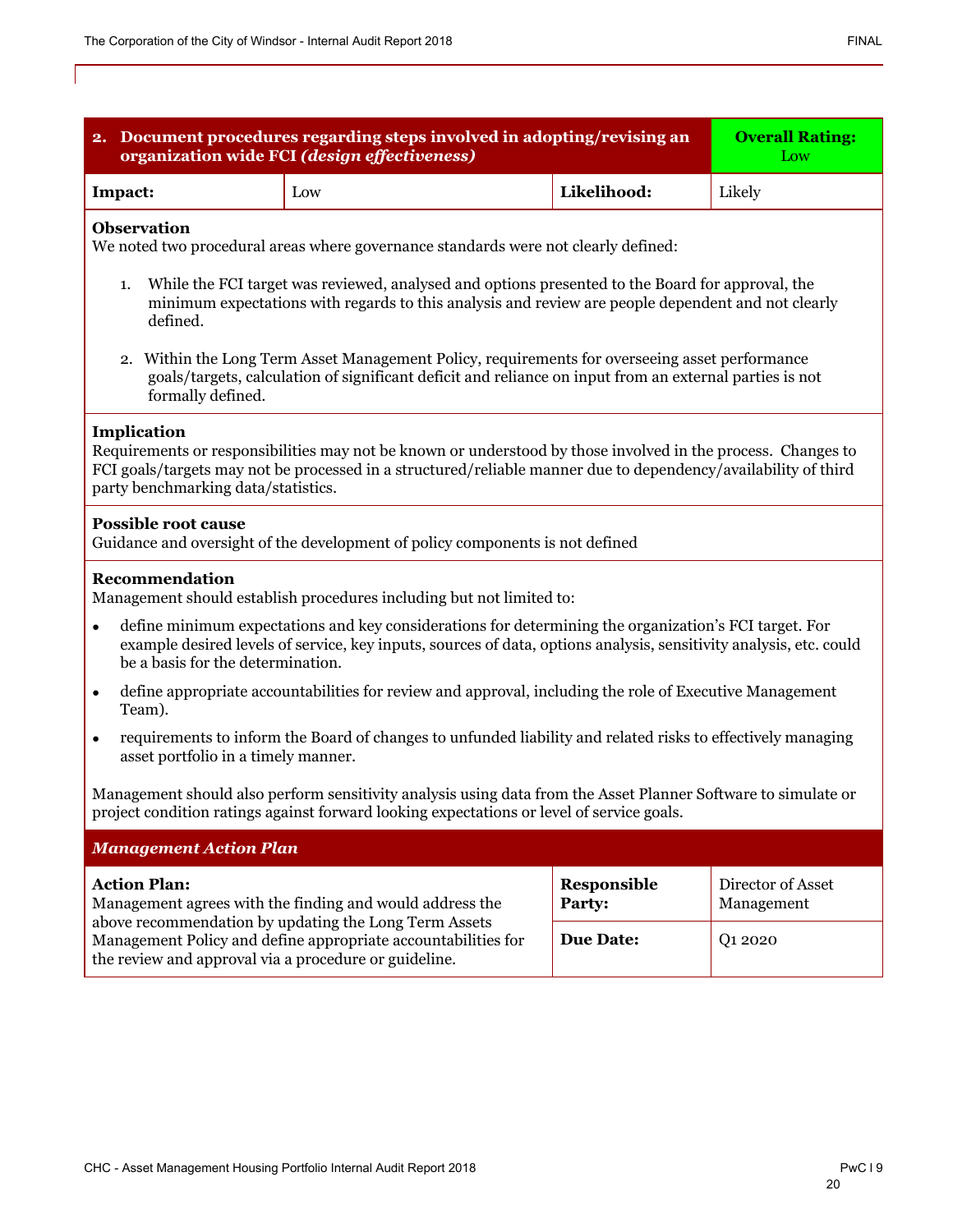| 2. Document procedures regarding steps involved in adopting/revising an organization wide FCI *(design effectiveness)* | | | **Overall Rating:** Low |
|---|---|---|---|
| **Impact:** | Low | **Likelihood:** | Likely |

**Observation**

We noted two procedural areas where governance standards were not clearly defined:

1. While the FCI target was reviewed, analysed and options presented to the Board for approval, the minimum expectations with regards to this analysis and review are people dependent and not clearly defined.

2. Within the Long Term Asset Management Policy, requirements for overseeing asset performance goals/targets, calculation of significant deficit and reliance on input from an external parties is not formally defined.

**Implication**

Requirements or responsibilities may not be known or understood by those involved in the process. Changes to FCI goals/targets may not be processed in a structured/reliable manner due to dependency/availability of third party benchmarking data/statistics.

**Possible root cause**

Guidance and oversight of the development of policy components is not defined

**Recommendation**

Management should establish procedures including but not limited to:

- define minimum expectations and key considerations for determining the organization's FCI target. For example desired levels of service, key inputs, sources of data, options analysis, sensitivity analysis, etc. could be a basis for the determination.
- define appropriate accountabilities for review and approval, including the role of Executive Management Team).
- requirements to inform the Board of changes to unfunded liability and related risks to effectively managing asset portfolio in a timely manner.

Management should also perform sensitivity analysis using data from the Asset Planner Software to simulate or project condition ratings against forward looking expectations or level of service goals.

***Management Action Plan***

| **Action Plan:** | **Responsible Party:** | Director of Asset Management |
|---|---|---|
| Management agrees with the finding and would address the above recommendation by updating the Long Term Assets Management Policy and define appropriate accountabilities for the review and approval via a procedure or guideline. | **Due Date:** | Q1 2020 |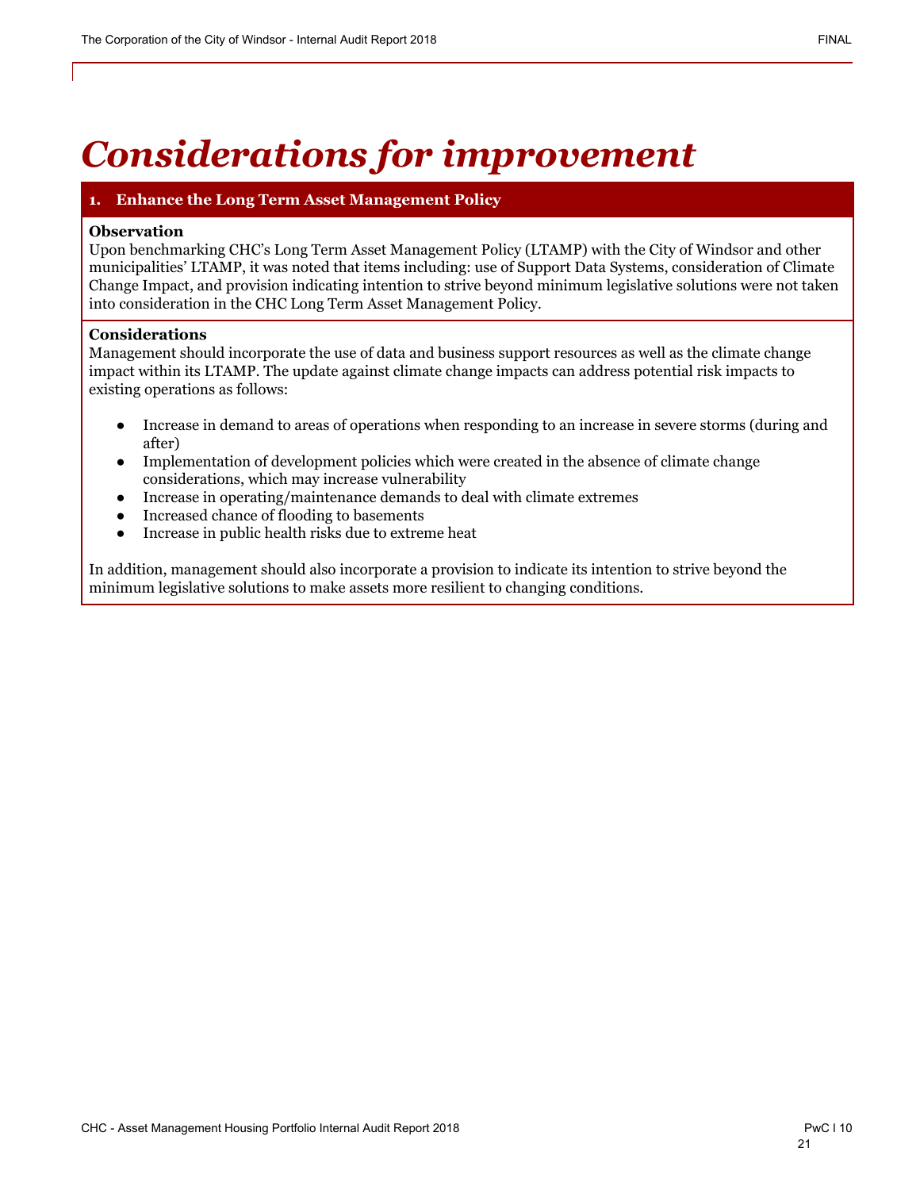# Considerations for improvement

## 1. Enhance the Long Term Asset Management Policy

**Observation**

Upon benchmarking CHC's Long Term Asset Management Policy (LTAMP) with the City of Windsor and other municipalities' LTAMP, it was noted that items including: use of Support Data Systems, consideration of Climate Change Impact, and provision indicating intention to strive beyond minimum legislative solutions were not taken into consideration in the CHC Long Term Asset Management Policy.

**Considerations**

Management should incorporate the use of data and business support resources as well as the climate change impact within its LTAMP. The update against climate change impacts can address potential risk impacts to existing operations as follows:

- Increase in demand to areas of operations when responding to an increase in severe storms (during and after)
- Implementation of development policies which were created in the absence of climate change considerations, which may increase vulnerability
- Increase in operating/maintenance demands to deal with climate extremes
- Increased chance of flooding to basements
- Increase in public health risks due to extreme heat

In addition, management should also incorporate a provision to indicate its intention to strive beyond the minimum legislative solutions to make assets more resilient to changing conditions.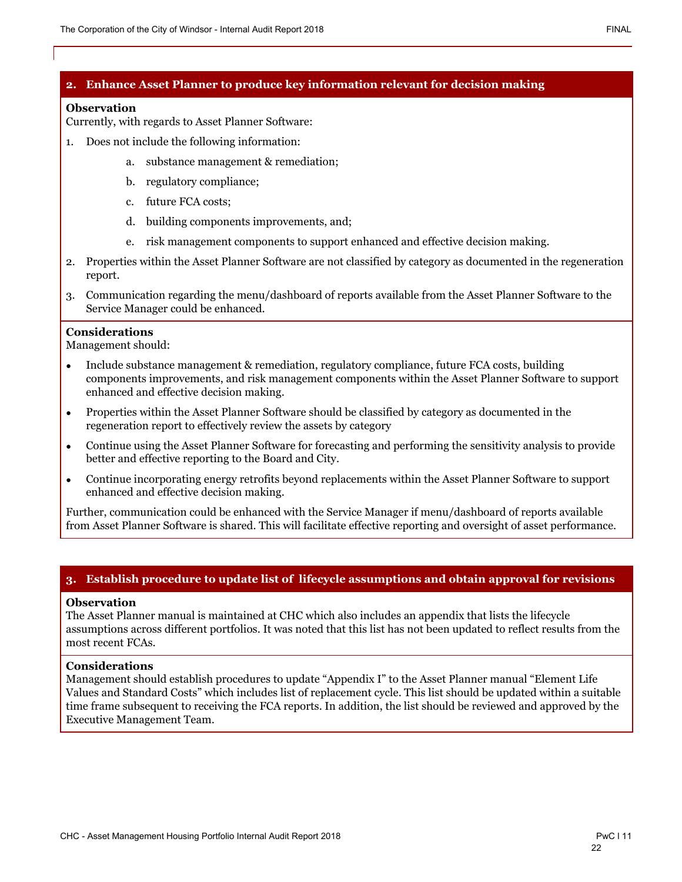## 2. Enhance Asset Planner to produce key information relevant for decision making

**Observation**

Currently, with regards to Asset Planner Software:

1. Does not include the following information:
    a. substance management & remediation;
    b. regulatory compliance;
    c. future FCA costs;
    d. building components improvements, and;
    e. risk management components to support enhanced and effective decision making.
2. Properties within the Asset Planner Software are not classified by category as documented in the regeneration report.
3. Communication regarding the menu/dashboard of reports available from the Asset Planner Software to the Service Manager could be enhanced.

**Considerations**

Management should:

- Include substance management & remediation, regulatory compliance, future FCA costs, building components improvements, and risk management components within the Asset Planner Software to support enhanced and effective decision making.
- Properties within the Asset Planner Software should be classified by category as documented in the regeneration report to effectively review the assets by category
- Continue using the Asset Planner Software for forecasting and performing the sensitivity analysis to provide better and effective reporting to the Board and City.
- Continue incorporating energy retrofits beyond replacements within the Asset Planner Software to support enhanced and effective decision making.

Further, communication could be enhanced with the Service Manager if menu/dashboard of reports available from Asset Planner Software is shared. This will facilitate effective reporting and oversight of asset performance.

## 3. Establish procedure to update list of lifecycle assumptions and obtain approval for revisions

**Observation**

The Asset Planner manual is maintained at CHC which also includes an appendix that lists the lifecycle assumptions across different portfolios. It was noted that this list has not been updated to reflect results from the most recent FCAs.

**Considerations**

Management should establish procedures to update "Appendix I" to the Asset Planner manual "Element Life Values and Standard Costs" which includes list of replacement cycle. This list should be updated within a suitable time frame subsequent to receiving the FCA reports. In addition, the list should be reviewed and approved by the Executive Management Team.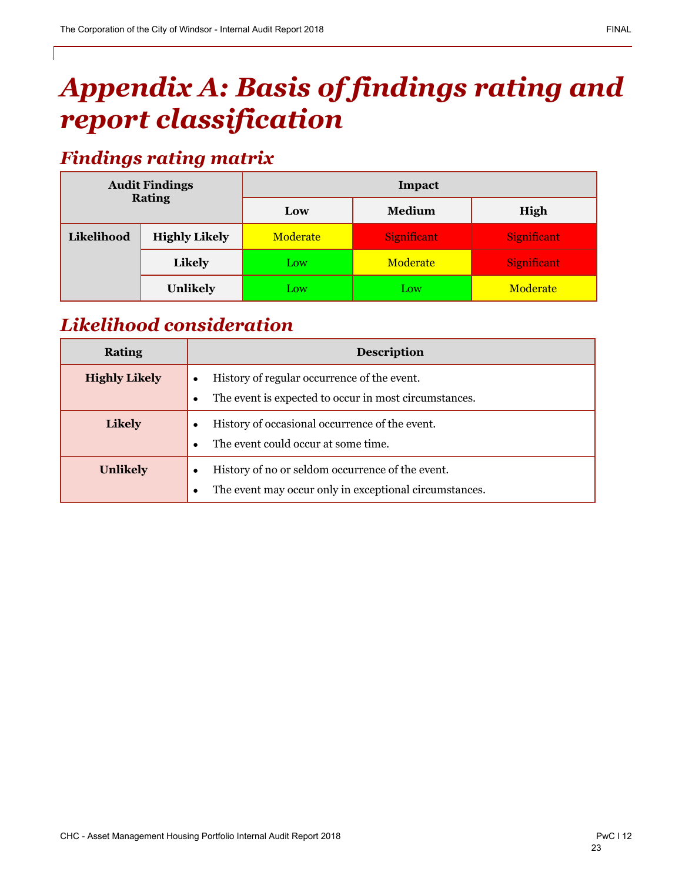# Appendix A: Basis of findings rating and report classification

## Findings rating matrix

| Audit Findings Rating | | Impact | | |
|---|---|---|---|---|
| | | **Low** | **Medium** | **High** |
| **Likelihood** | **Highly Likely** | Moderate | Significant | Significant |
| | **Likely** | Low | Moderate | Significant |
| | **Unlikely** | Low | Low | Moderate |

## Likelihood consideration

| Rating | Description |
|---|---|
| **Highly Likely** | • History of regular occurrence of the event.<br>• The event is expected to occur in most circumstances. |
| **Likely** | • History of occasional occurrence of the event.<br>• The event could occur at some time. |
| **Unlikely** | • History of no or seldom occurrence of the event.<br>• The event may occur only in exceptional circumstances. |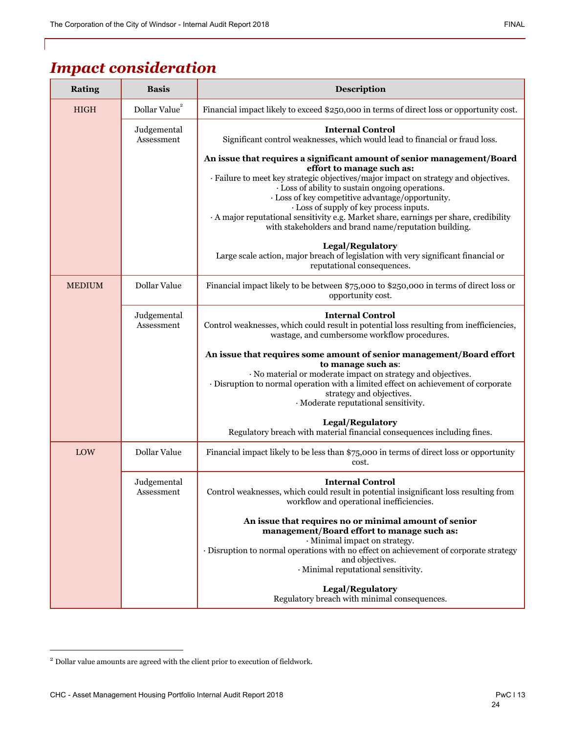# *Impact consideration*

| Rating | Basis | Description |
|---|---|---|
| HIGH | Dollar Value[2] | Financial impact likely to exceed $250,000 in terms of direct loss or opportunity cost. |
| | Judgemental Assessment | **Internal Control**<br>Significant control weaknesses, which would lead to financial or fraud loss.<br><br>**An issue that requires a significant amount of senior management/Board effort to manage such as:**<br>· Failure to meet key strategic objectives/major impact on strategy and objectives.<br>· Loss of ability to sustain ongoing operations.<br>· Loss of key competitive advantage/opportunity.<br>· Loss of supply of key process inputs.<br>· A major reputational sensitivity e.g. Market share, earnings per share, credibility with stakeholders and brand name/reputation building.<br><br>**Legal/Regulatory**<br>Large scale action, major breach of legislation with very significant financial or reputational consequences. |
| MEDIUM | Dollar Value | Financial impact likely to be between $75,000 to $250,000 in terms of direct loss or opportunity cost. |
| | Judgemental Assessment | **Internal Control**<br>Control weaknesses, which could result in potential loss resulting from inefficiencies, wastage, and cumbersome workflow procedures.<br><br>**An issue that requires some amount of senior management/Board effort to manage such as**:<br>· No material or moderate impact on strategy and objectives.<br>· Disruption to normal operation with a limited effect on achievement of corporate strategy and objectives.<br>· Moderate reputational sensitivity.<br><br>**Legal/Regulatory**<br>Regulatory breach with material financial consequences including fines. |
| LOW | Dollar Value | Financial impact likely to be less than $75,000 in terms of direct loss or opportunity cost. |
| | Judgemental Assessment | **Internal Control**<br>Control weaknesses, which could result in potential insignificant loss resulting from workflow and operational inefficiencies.<br><br>**An issue that requires no or minimal amount of senior management/Board effort to manage such as:**<br>· Minimal impact on strategy.<br>· Disruption to normal operations with no effect on achievement of corporate strategy and objectives.<br>· Minimal reputational sensitivity.<br><br>**Legal/Regulatory**<br>Regulatory breach with minimal consequences. |

[2] Dollar value amounts are agreed with the client prior to execution of fieldwork.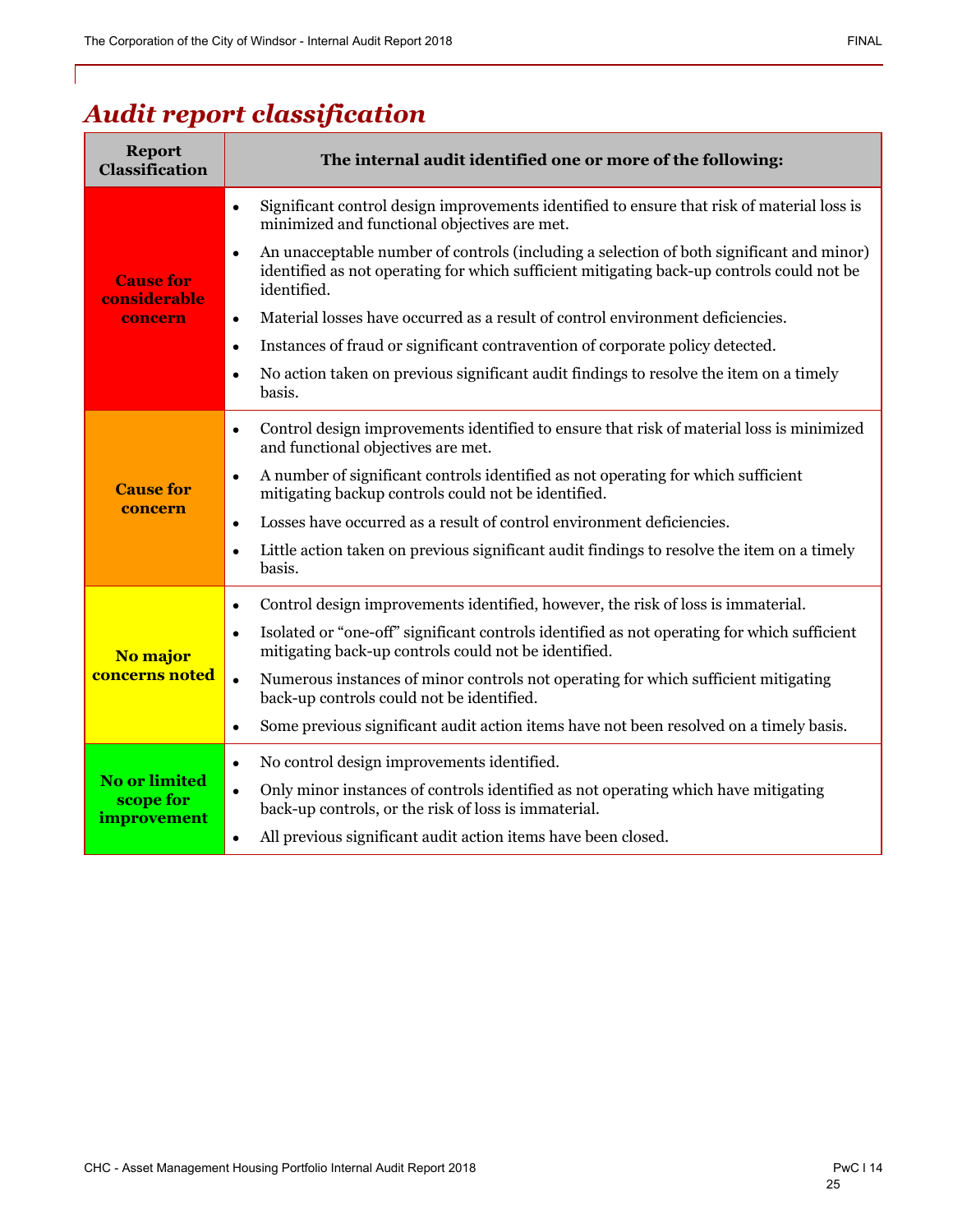# *Audit report classification*

| Report Classification | The internal audit identified one or more of the following: |
|---|---|
| **Cause for considerable concern** | • Significant control design improvements identified to ensure that risk of material loss is minimized and functional objectives are met.<br>• An unacceptable number of controls (including a selection of both significant and minor) identified as not operating for which sufficient mitigating back-up controls could not be identified.<br>• Material losses have occurred as a result of control environment deficiencies.<br>• Instances of fraud or significant contravention of corporate policy detected.<br>• No action taken on previous significant audit findings to resolve the item on a timely basis. |
| **Cause for concern** | • Control design improvements identified to ensure that risk of material loss is minimized and functional objectives are met.<br>• A number of significant controls identified as not operating for which sufficient mitigating backup controls could not be identified.<br>• Losses have occurred as a result of control environment deficiencies.<br>• Little action taken on previous significant audit findings to resolve the item on a timely basis. |
| **No major concerns noted** | • Control design improvements identified, however, the risk of loss is immaterial.<br>• Isolated or "one-off" significant controls identified as not operating for which sufficient mitigating back-up controls could not be identified.<br>• Numerous instances of minor controls not operating for which sufficient mitigating back-up controls could not be identified.<br>• Some previous significant audit action items have not been resolved on a timely basis. |
| **No or limited scope for improvement** | • No control design improvements identified.<br>• Only minor instances of controls identified as not operating which have mitigating back-up controls, or the risk of loss is immaterial.<br>• All previous significant audit action items have been closed. |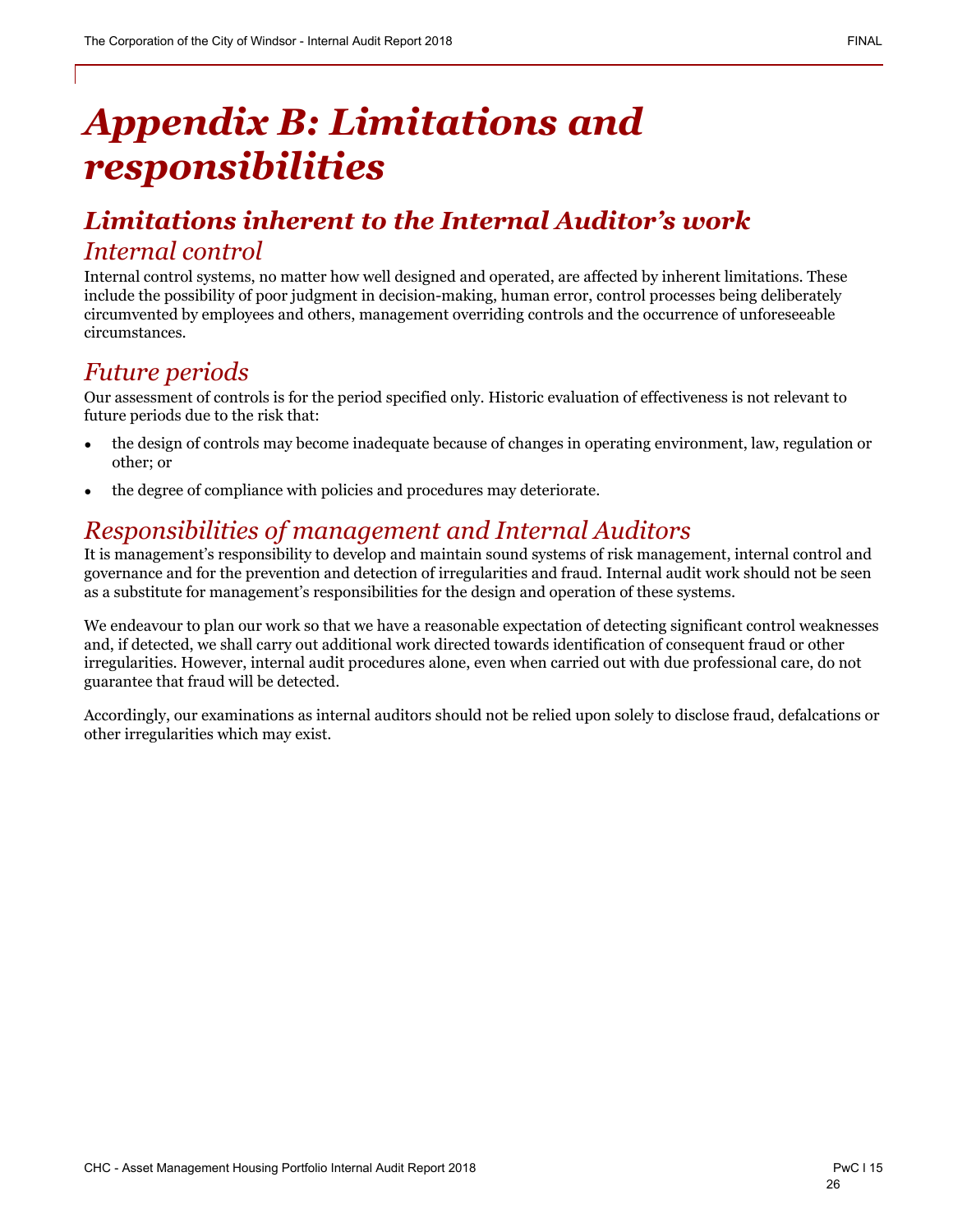# Appendix B: Limitations and responsibilities

## Limitations inherent to the Internal Auditor's work

### Internal control

Internal control systems, no matter how well designed and operated, are affected by inherent limitations. These include the possibility of poor judgment in decision-making, human error, control processes being deliberately circumvented by employees and others, management overriding controls and the occurrence of unforeseeable circumstances.

### Future periods

Our assessment of controls is for the period specified only. Historic evaluation of effectiveness is not relevant to future periods due to the risk that:

- the design of controls may become inadequate because of changes in operating environment, law, regulation or other; or
- the degree of compliance with policies and procedures may deteriorate.

### Responsibilities of management and Internal Auditors

It is management's responsibility to develop and maintain sound systems of risk management, internal control and governance and for the prevention and detection of irregularities and fraud. Internal audit work should not be seen as a substitute for management's responsibilities for the design and operation of these systems.

We endeavour to plan our work so that we have a reasonable expectation of detecting significant control weaknesses and, if detected, we shall carry out additional work directed towards identification of consequent fraud or other irregularities. However, internal audit procedures alone, even when carried out with due professional care, do not guarantee that fraud will be detected.

Accordingly, our examinations as internal auditors should not be relied upon solely to disclose fraud, defalcations or other irregularities which may exist.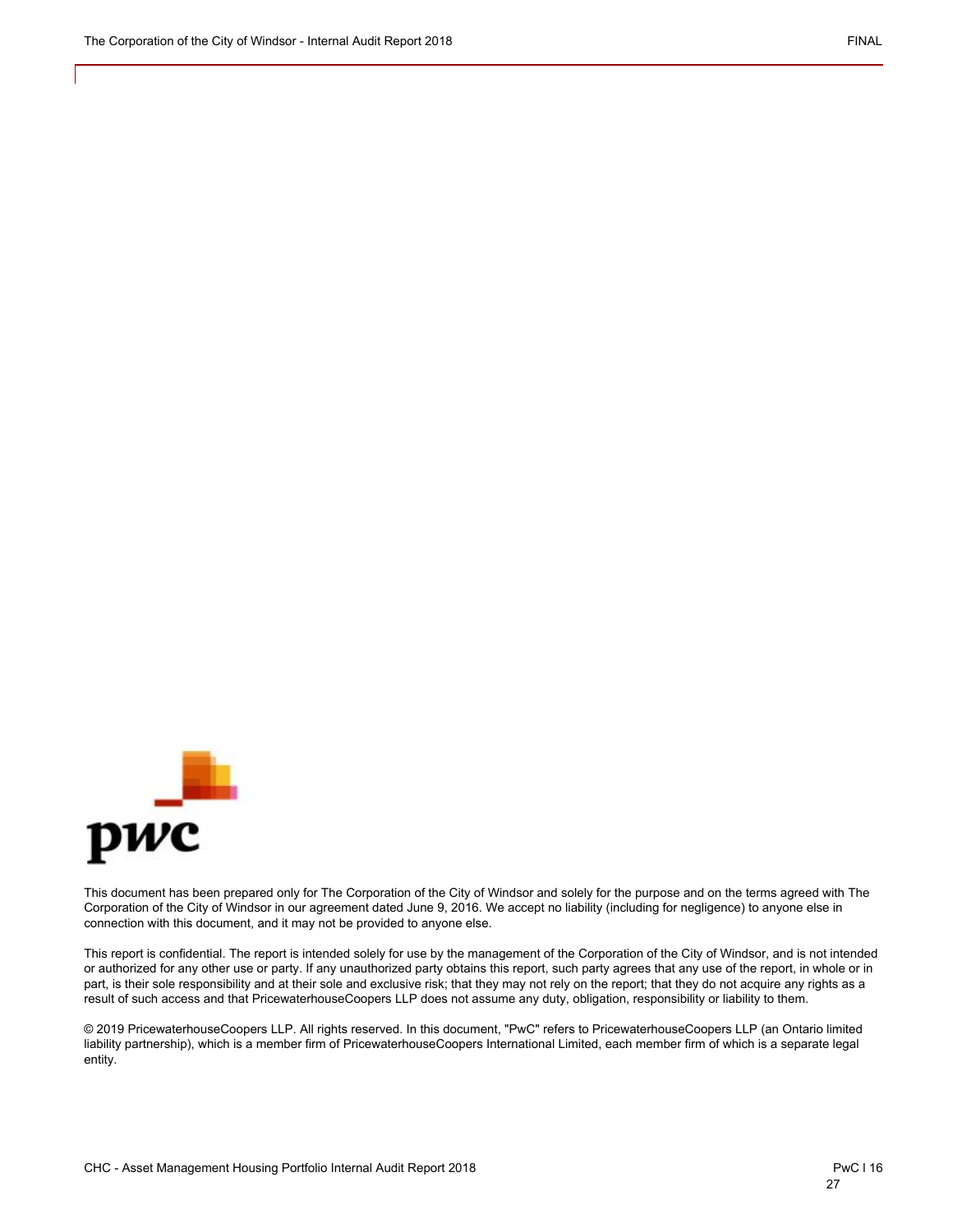This document has been prepared only for The Corporation of the City of Windsor and solely for the purpose and on the terms agreed with The Corporation of the City of Windsor in our agreement dated June 9, 2016. We accept no liability (including for negligence) to anyone else in connection with this document, and it may not be provided to anyone else.

This report is confidential. The report is intended solely for use by the management of the Corporation of the City of Windsor, and is not intended or authorized for any other use or party. If any unauthorized party obtains this report, such party agrees that any use of the report, in whole or in part, is their sole responsibility and at their sole and exclusive risk; that they may not rely on the report; that they do not acquire any rights as a result of such access and that PricewaterhouseCoopers LLP does not assume any duty, obligation, responsibility or liability to them.

© 2019 PricewaterhouseCoopers LLP. All rights reserved. In this document, "PwC" refers to PricewaterhouseCoopers LLP (an Ontario limited liability partnership), which is a member firm of PricewaterhouseCoopers International Limited, each member firm of which is a separate legal entity.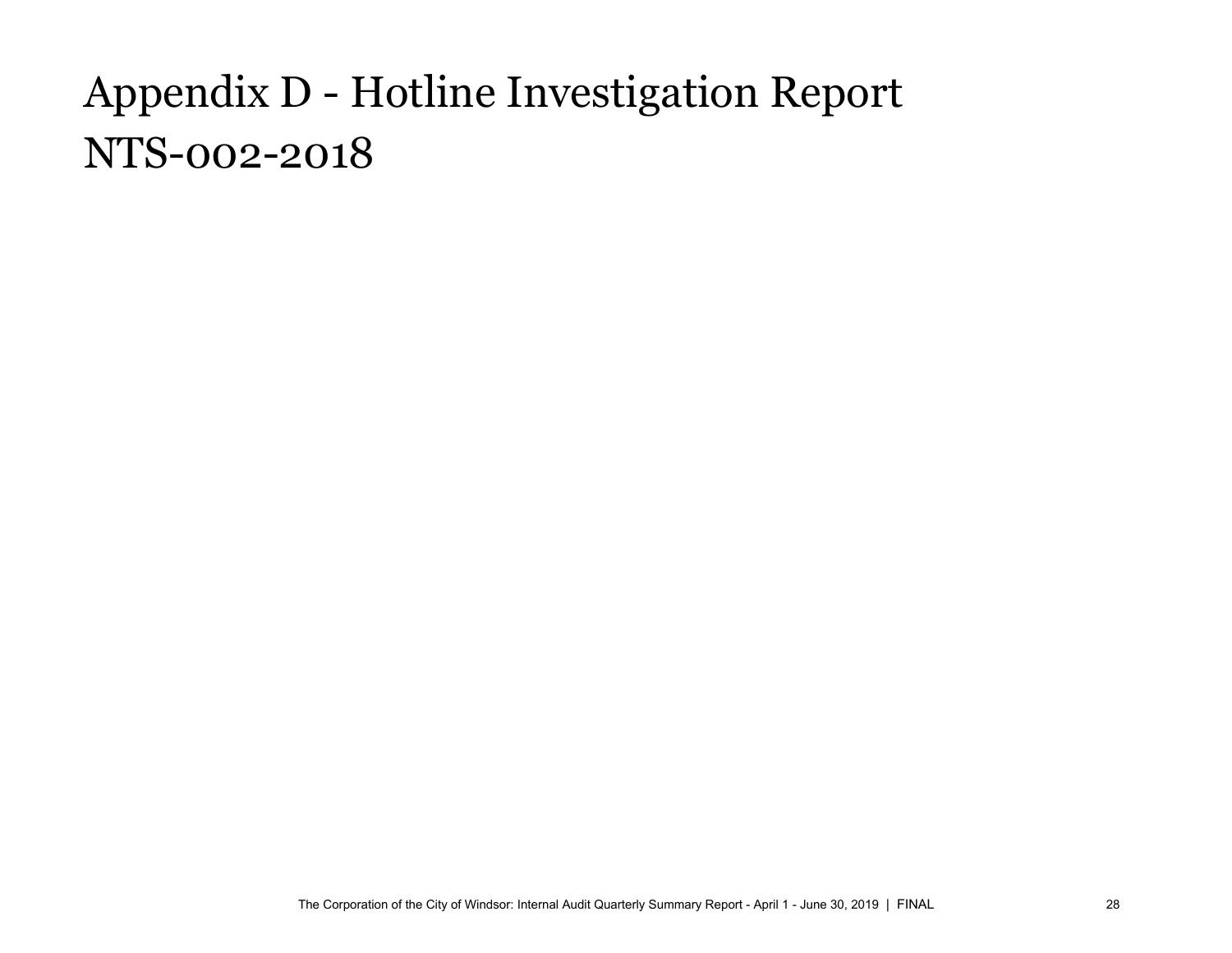# Appendix D - Hotline Investigation Report NTS-002-2018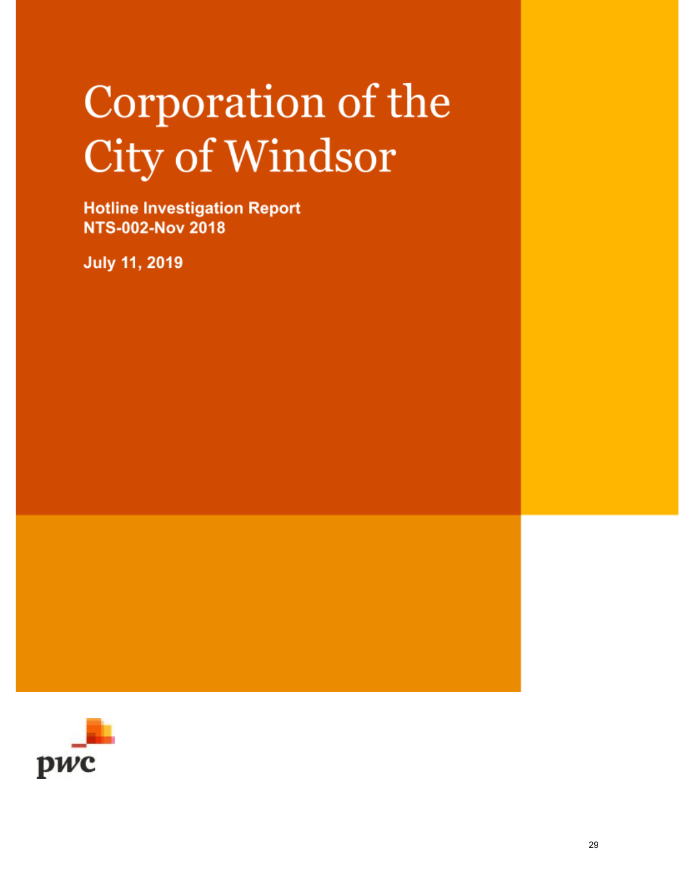# Corporation of the City of Windsor

**Hotline Investigation Report**
**NTS-002-Nov 2018**

**July 11, 2019**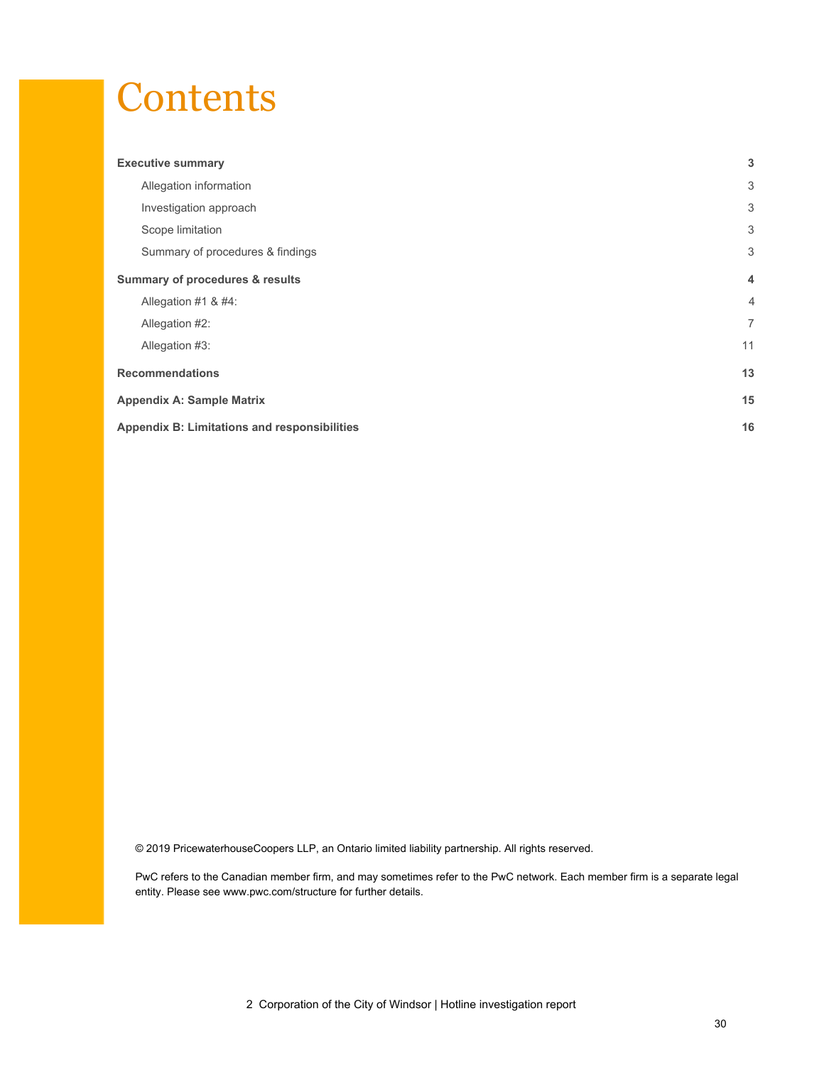# Contents

| | |
|---|---|
| **Executive summary** | **3** |
| Allegation information | 3 |
| Investigation approach | 3 |
| Scope limitation | 3 |
| Summary of procedures & findings | 3 |
| **Summary of procedures & results** | **4** |
| Allegation #1 & #4: | 4 |
| Allegation #2: | 7 |
| Allegation #3: | 11 |
| **Recommendations** | **13** |
| **Appendix A: Sample Matrix** | **15** |
| **Appendix B: Limitations and responsibilities** | **16** |

© 2019 PricewaterhouseCoopers LLP, an Ontario limited liability partnership. All rights reserved.

PwC refers to the Canadian member firm, and may sometimes refer to the PwC network. Each member firm is a separate legal entity. Please see www.pwc.com/structure for further details.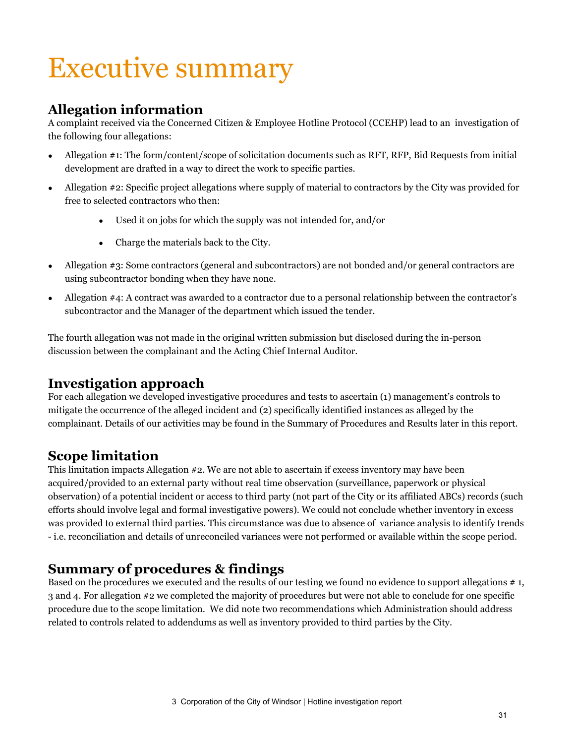# Executive summary

## Allegation information

A complaint received via the Concerned Citizen & Employee Hotline Protocol (CCEHP) lead to an investigation of the following four allegations:

- Allegation #1: The form/content/scope of solicitation documents such as RFT, RFP, Bid Requests from initial development are drafted in a way to direct the work to specific parties.
- Allegation #2: Specific project allegations where supply of material to contractors by the City was provided for free to selected contractors who then:
  - Used it on jobs for which the supply was not intended for, and/or
  - Charge the materials back to the City.
- Allegation #3: Some contractors (general and subcontractors) are not bonded and/or general contractors are using subcontractor bonding when they have none.
- Allegation #4: A contract was awarded to a contractor due to a personal relationship between the contractor's subcontractor and the Manager of the department which issued the tender.

The fourth allegation was not made in the original written submission but disclosed during the in-person discussion between the complainant and the Acting Chief Internal Auditor.

## Investigation approach

For each allegation we developed investigative procedures and tests to ascertain (1) management's controls to mitigate the occurrence of the alleged incident and (2) specifically identified instances as alleged by the complainant. Details of our activities may be found in the Summary of Procedures and Results later in this report.

## Scope limitation

This limitation impacts Allegation #2. We are not able to ascertain if excess inventory may have been acquired/provided to an external party without real time observation (surveillance, paperwork or physical observation) of a potential incident or access to third party (not part of the City or its affiliated ABCs) records (such efforts should involve legal and formal investigative powers). We could not conclude whether inventory in excess was provided to external third parties. This circumstance was due to absence of variance analysis to identify trends - i.e. reconciliation and details of unreconciled variances were not performed or available within the scope period.

## Summary of procedures & findings

Based on the procedures we executed and the results of our testing we found no evidence to support allegations # 1, 3 and 4. For allegation #2 we completed the majority of procedures but were not able to conclude for one specific procedure due to the scope limitation. We did note two recommendations which Administration should address related to controls related to addendums as well as inventory provided to third parties by the City.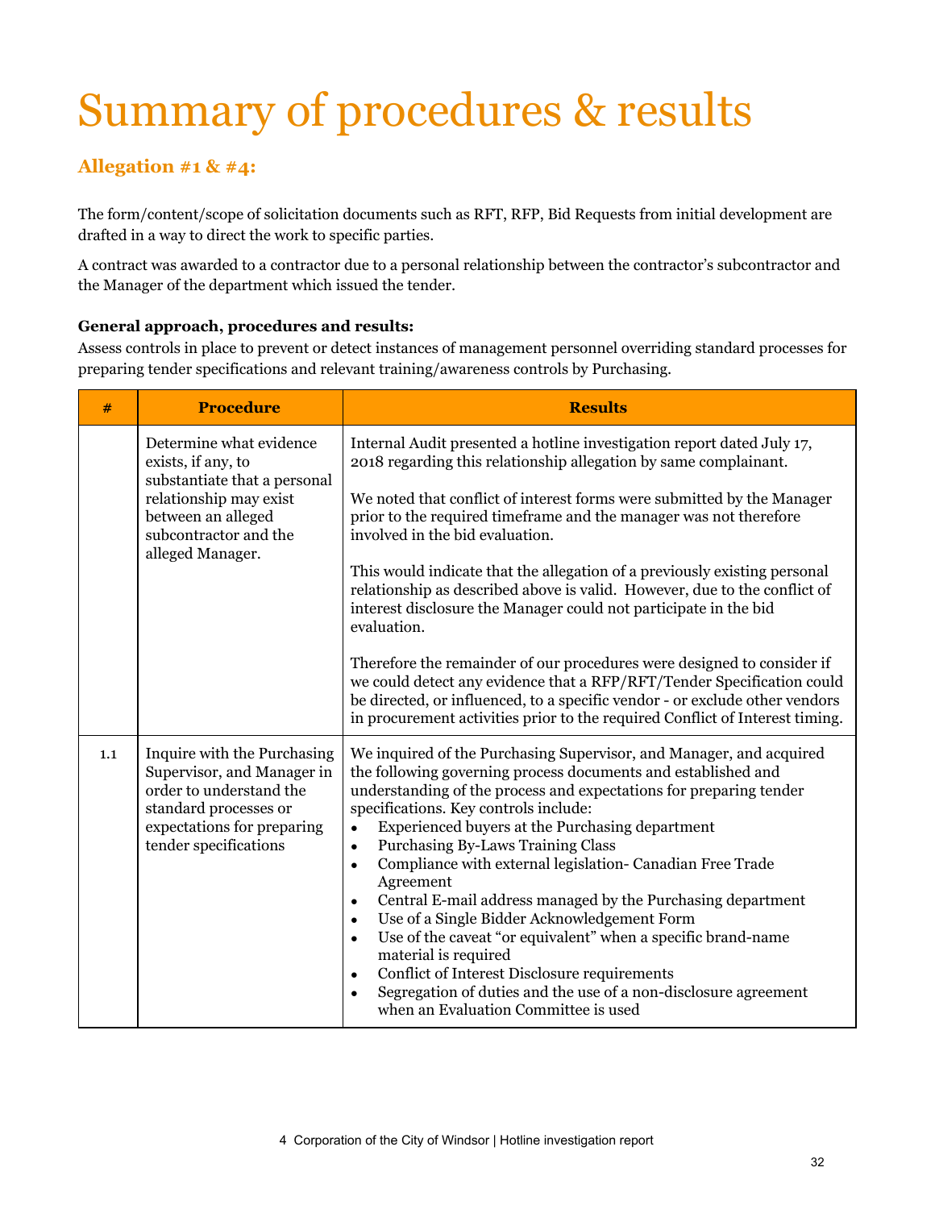# Summary of procedures & results

## Allegation #1 & #4:

The form/content/scope of solicitation documents such as RFT, RFP, Bid Requests from initial development are drafted in a way to direct the work to specific parties.

A contract was awarded to a contractor due to a personal relationship between the contractor's subcontractor and the Manager of the department which issued the tender.

**General approach, procedures and results:**
Assess controls in place to prevent or detect instances of management personnel overriding standard processes for preparing tender specifications and relevant training/awareness controls by Purchasing.

| # | Procedure | Results |
|---|---|---|
| | Determine what evidence exists, if any, to substantiate that a personal relationship may exist between an alleged subcontractor and the alleged Manager. | Internal Audit presented a hotline investigation report dated July 17, 2018 regarding this relationship allegation by same complainant.<br><br>We noted that conflict of interest forms were submitted by the Manager prior to the required timeframe and the manager was not therefore involved in the bid evaluation.<br><br>This would indicate that the allegation of a previously existing personal relationship as described above is valid. However, due to the conflict of interest disclosure the Manager could not participate in the bid evaluation.<br><br>Therefore the remainder of our procedures were designed to consider if we could detect any evidence that a RFP/RFT/Tender Specification could be directed, or influenced, to a specific vendor - or exclude other vendors in procurement activities prior to the required Conflict of Interest timing. |
| 1.1 | Inquire with the Purchasing Supervisor, and Manager in order to understand the standard processes or expectations for preparing tender specifications | We inquired of the Purchasing Supervisor, and Manager, and acquired the following governing process documents and established and understanding of the process and expectations for preparing tender specifications. Key controls include:<br>• Experienced buyers at the Purchasing department<br>• Purchasing By-Laws Training Class<br>• Compliance with external legislation- Canadian Free Trade Agreement<br>• Central E-mail address managed by the Purchasing department<br>• Use of a Single Bidder Acknowledgement Form<br>• Use of the caveat "or equivalent" when a specific brand-name material is required<br>• Conflict of Interest Disclosure requirements<br>• Segregation of duties and the use of a non-disclosure agreement when an Evaluation Committee is used |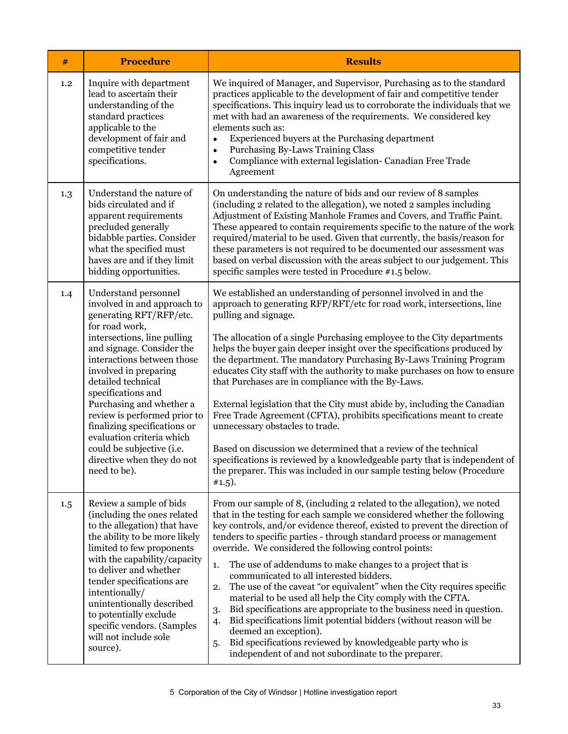| # | Procedure | Results |
|---|---|---|
| 1.2 | Inquire with department lead to ascertain their understanding of the standard practices applicable to the development of fair and competitive tender specifications. | We inquired of Manager, and Supervisor, Purchasing as to the standard practices applicable to the development of fair and competitive tender specifications. This inquiry lead us to corroborate the individuals that we met with had an awareness of the requirements. We considered key elements such as:<br>• Experienced buyers at the Purchasing department<br>• Purchasing By-Laws Training Class<br>• Compliance with external legislation- Canadian Free Trade Agreement |
| 1.3 | Understand the nature of bids circulated and if apparent requirements precluded generally bidabble parties. Consider what the specified must haves are and if they limit bidding opportunities. | On understanding the nature of bids and our review of 8 samples (including 2 related to the allegation), we noted 2 samples including Adjustment of Existing Manhole Frames and Covers, and Traffic Paint. These appeared to contain requirements specific to the nature of the work required/material to be used. Given that currently, the basis/reason for these parameters is not required to be documented our assessment was based on verbal discussion with the areas subject to our judgement. This specific samples were tested in Procedure #1.5 below. |
| 1.4 | Understand personnel involved in and approach to generating RFT/RFP/etc. for road work, intersections, line pulling and signage. Consider the interactions between those involved in preparing detailed technical specifications and Purchasing and whether a review is performed prior to finalizing specifications or evaluation criteria which could be subjective (i.e. directive when they do not need to be). | We established an understanding of personnel involved in and the approach to generating RFP/RFT/etc for road work, intersections, line pulling and signage.<br><br>The allocation of a single Purchasing employee to the City departments helps the buyer gain deeper insight over the specifications produced by the department. The mandatory Purchasing By-Laws Training Program educates City staff with the authority to make purchases on how to ensure that Purchases are in compliance with the By-Laws.<br><br>External legislation that the City must abide by, including the Canadian Free Trade Agreement (CFTA), prohibits specifications meant to create unnecessary obstacles to trade.<br><br>Based on discussion we determined that a review of the technical specifications is reviewed by a knowledgeable party that is independent of the preparer. This was included in our sample testing below (Procedure #1.5). |
| 1.5 | Review a sample of bids (including the ones related to the allegation) that have the ability to be more likely limited to few proponents with the capability/capacity to deliver and whether tender specifications are intentionally/ unintentionally described to potentially exclude specific vendors. (Samples will not include sole source). | From our sample of 8, (including 2 related to the allegation), we noted that in the testing for each sample we considered whether the following key controls, and/or evidence thereof, existed to prevent the direction of tenders to specific parties - through standard process or management override. We considered the following control points:<br>1. The use of addendums to make changes to a project that is communicated to all interested bidders.<br>2. The use of the caveat “or equivalent” when the City requires specific material to be used all help the City comply with the CFTA.<br>3. Bid specifications are appropriate to the business need in question.<br>4. Bid specifications limit potential bidders (without reason will be deemed an exception).<br>5. Bid specifications reviewed by knowledgeable party who is independent of and not subordinate to the preparer. |

5 Corporation of the City of Windsor | Hotline investigation report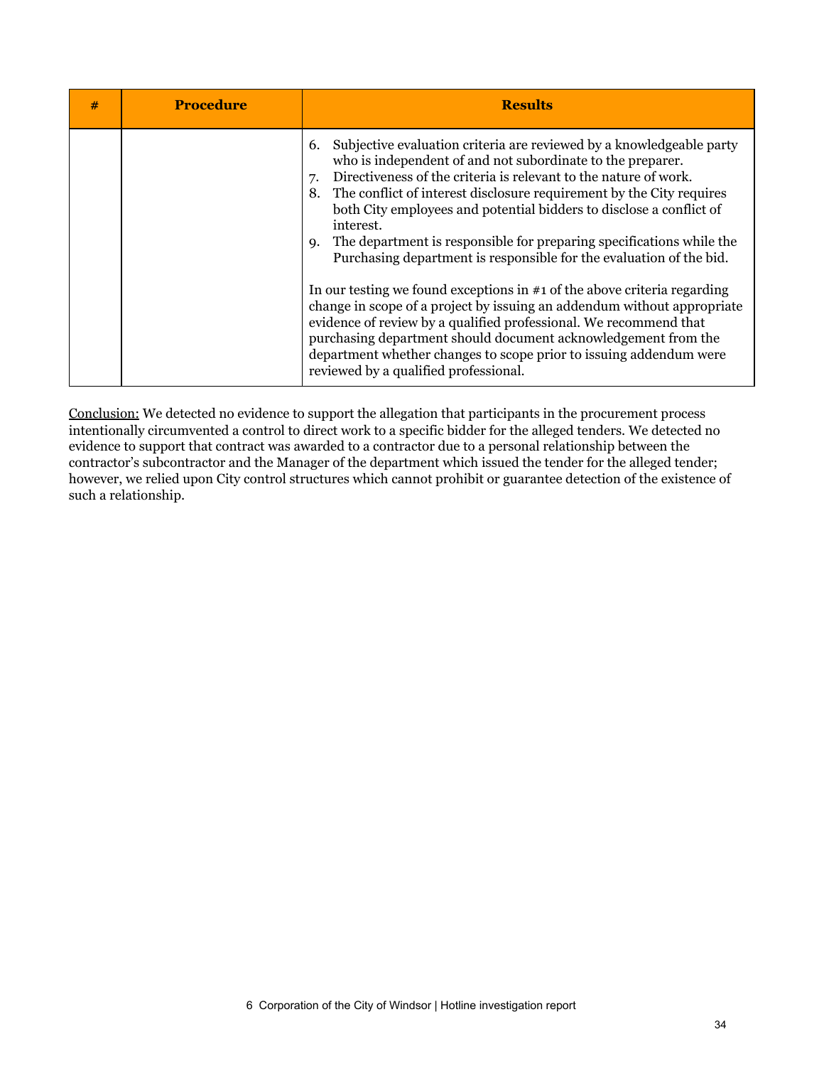| # | Procedure | Results |
|---|---|---|
| | | 6. Subjective evaluation criteria are reviewed by a knowledgeable party who is independent of and not subordinate to the preparer.<br>7. Directiveness of the criteria is relevant to the nature of work.<br>8. The conflict of interest disclosure requirement by the City requires both City employees and potential bidders to disclose a conflict of interest.<br>9. The department is responsible for preparing specifications while the Purchasing department is responsible for the evaluation of the bid.<br><br>In our testing we found exceptions in #1 of the above criteria regarding change in scope of a project by issuing an addendum without appropriate evidence of review by a qualified professional. We recommend that purchasing department should document acknowledgement from the department whether changes to scope prior to issuing addendum were reviewed by a qualified professional. |

Conclusion: We detected no evidence to support the allegation that participants in the procurement process intentionally circumvented a control to direct work to a specific bidder for the alleged tenders. We detected no evidence to support that contract was awarded to a contractor due to a personal relationship between the contractor's subcontractor and the Manager of the department which issued the tender for the alleged tender; however, we relied upon City control structures which cannot prohibit or guarantee detection of the existence of such a relationship.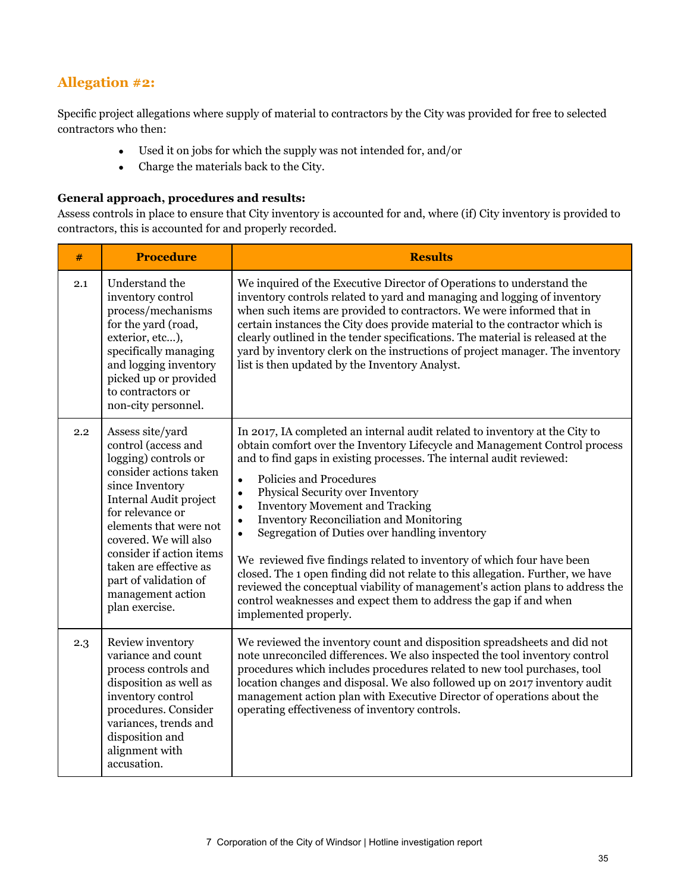## Allegation #2:

Specific project allegations where supply of material to contractors by the City was provided for free to selected contractors who then:

- Used it on jobs for which the supply was not intended for, and/or
- Charge the materials back to the City.

**General approach, procedures and results:**
Assess controls in place to ensure that City inventory is accounted for and, where (if) City inventory is provided to contractors, this is accounted for and properly recorded.

| # | Procedure | Results |
|---|---|---|
| 2.1 | Understand the inventory control process/mechanisms for the yard (road, exterior, etc…), specifically managing and logging inventory picked up or provided to contractors or non-city personnel. | We inquired of the Executive Director of Operations to understand the inventory controls related to yard and managing and logging of inventory when such items are provided to contractors. We were informed that in certain instances the City does provide material to the contractor which is clearly outlined in the tender specifications. The material is released at the yard by inventory clerk on the instructions of project manager. The inventory list is then updated by the Inventory Analyst. |
| 2.2 | Assess site/yard control (access and logging) controls or consider actions taken since Inventory Internal Audit project for relevance or elements that were not covered. We will also consider if action items taken are effective as part of validation of management action plan exercise. | In 2017, IA completed an internal audit related to inventory at the City to obtain comfort over the Inventory Lifecycle and Management Control process and to find gaps in existing processes. The internal audit reviewed:<br>• Policies and Procedures<br>• Physical Security over Inventory<br>• Inventory Movement and Tracking<br>• Inventory Reconciliation and Monitoring<br>• Segregation of Duties over handling inventory<br><br>We reviewed five findings related to inventory of which four have been closed. The 1 open finding did not relate to this allegation. Further, we have reviewed the conceptual viability of management's action plans to address the control weaknesses and expect them to address the gap if and when implemented properly. |
| 2.3 | Review inventory variance and count process controls and disposition as well as inventory control procedures. Consider variances, trends and disposition and alignment with accusation. | We reviewed the inventory count and disposition spreadsheets and did not note unreconciled differences. We also inspected the tool inventory control procedures which includes procedures related to new tool purchases, tool location changes and disposal. We also followed up on 2017 inventory audit management action plan with Executive Director of operations about the operating effectiveness of inventory controls. |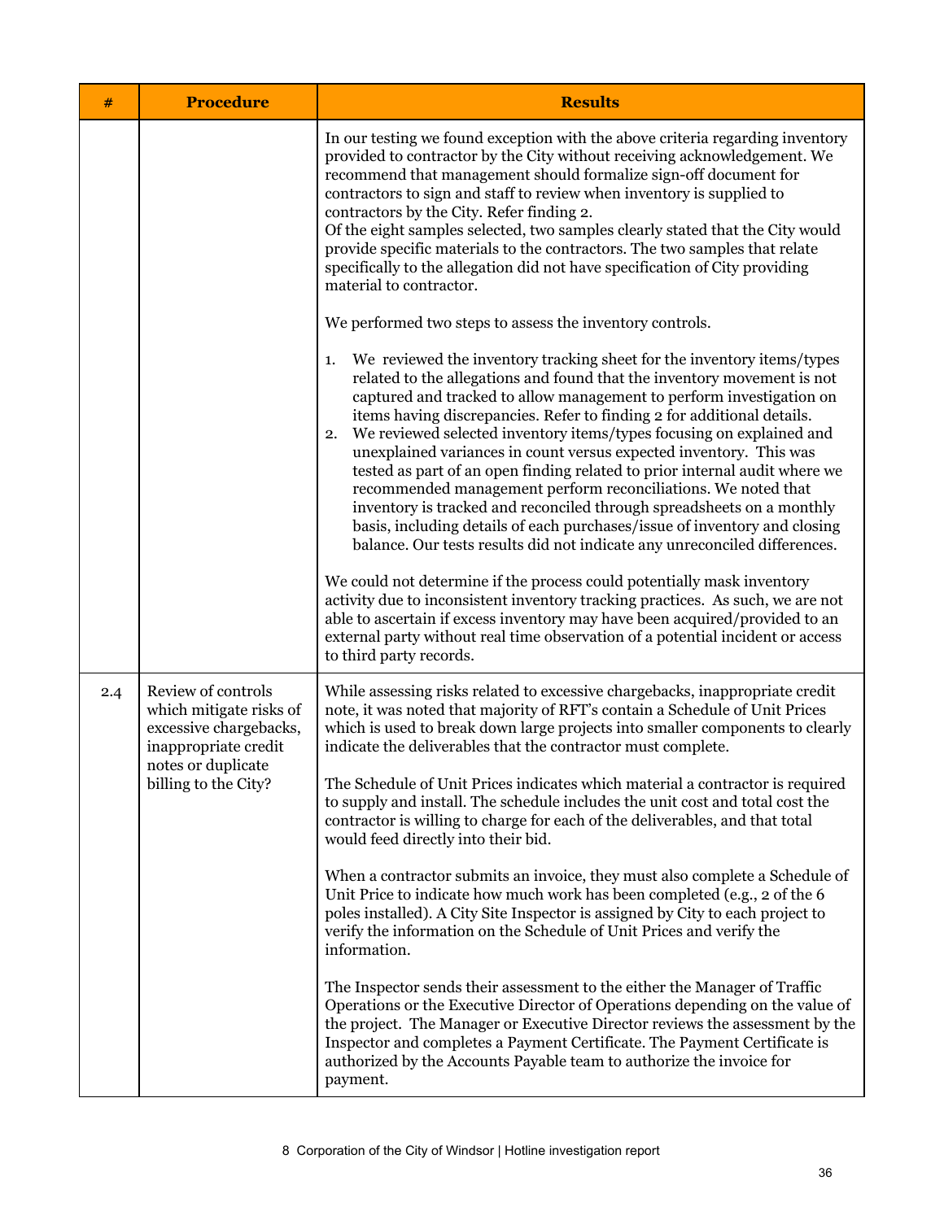| # | Procedure | Results |
|---|---|---|
| | | In our testing we found exception with the above criteria regarding inventory provided to contractor by the City without receiving acknowledgement. We recommend that management should formalize sign-off document for contractors to sign and staff to review when inventory is supplied to contractors by the City. Refer finding 2.<br>Of the eight samples selected, two samples clearly stated that the City would provide specific materials to the contractors. The two samples that relate specifically to the allegation did not have specification of City providing material to contractor.<br><br>We performed two steps to assess the inventory controls.<br><br>1. We reviewed the inventory tracking sheet for the inventory items/types related to the allegations and found that the inventory movement is not captured and tracked to allow management to perform investigation on items having discrepancies. Refer to finding 2 for additional details.<br>2. We reviewed selected inventory items/types focusing on explained and unexplained variances in count versus expected inventory. This was tested as part of an open finding related to prior internal audit where we recommended management perform reconciliations. We noted that inventory is tracked and reconciled through spreadsheets on a monthly basis, including details of each purchases/issue of inventory and closing balance. Our tests results did not indicate any unreconciled differences.<br><br>We could not determine if the process could potentially mask inventory activity due to inconsistent inventory tracking practices. As such, we are not able to ascertain if excess inventory may have been acquired/provided to an external party without real time observation of a potential incident or access to third party records. |
| 2.4 | Review of controls which mitigate risks of excessive chargebacks, inappropriate credit notes or duplicate billing to the City? | While assessing risks related to excessive chargebacks, inappropriate credit note, it was noted that majority of RFT's contain a Schedule of Unit Prices which is used to break down large projects into smaller components to clearly indicate the deliverables that the contractor must complete.<br><br>The Schedule of Unit Prices indicates which material a contractor is required to supply and install. The schedule includes the unit cost and total cost the contractor is willing to charge for each of the deliverables, and that total would feed directly into their bid.<br><br>When a contractor submits an invoice, they must also complete a Schedule of Unit Price to indicate how much work has been completed (e.g., 2 of the 6 poles installed). A City Site Inspector is assigned by City to each project to verify the information on the Schedule of Unit Prices and verify the information.<br><br>The Inspector sends their assessment to the either the Manager of Traffic Operations or the Executive Director of Operations depending on the value of the project. The Manager or Executive Director reviews the assessment by the Inspector and completes a Payment Certificate. The Payment Certificate is authorized by the Accounts Payable team to authorize the invoice for payment. |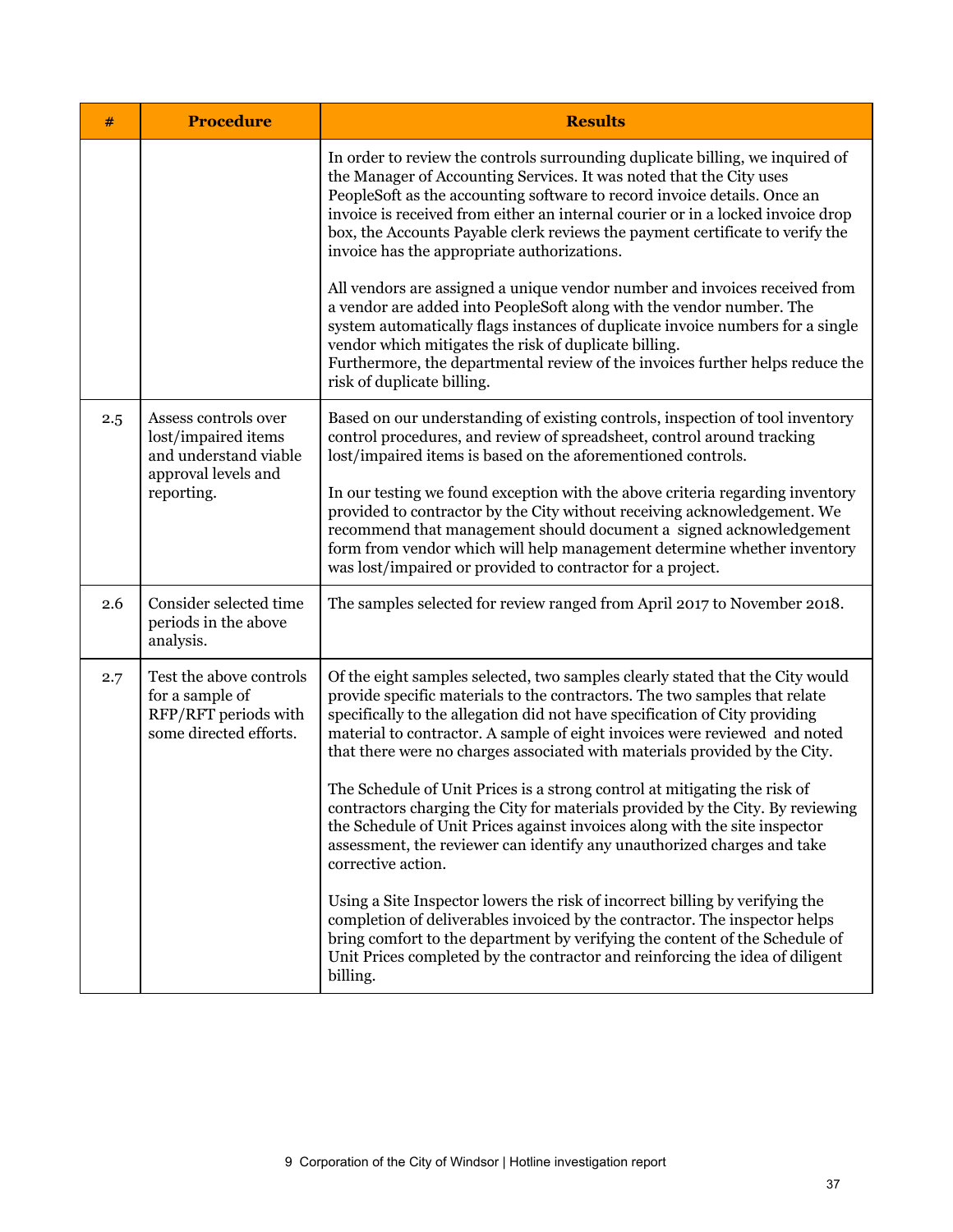| # | Procedure | Results |
|---|---|---|
| | | In order to review the controls surrounding duplicate billing, we inquired of the Manager of Accounting Services. It was noted that the City uses PeopleSoft as the accounting software to record invoice details. Once an invoice is received from either an internal courier or in a locked invoice drop box, the Accounts Payable clerk reviews the payment certificate to verify the invoice has the appropriate authorizations.<br><br>All vendors are assigned a unique vendor number and invoices received from a vendor are added into PeopleSoft along with the vendor number. The system automatically flags instances of duplicate invoice numbers for a single vendor which mitigates the risk of duplicate billing.<br>Furthermore, the departmental review of the invoices further helps reduce the risk of duplicate billing. |
| 2.5 | Assess controls over lost/impaired items and understand viable approval levels and reporting. | Based on our understanding of existing controls, inspection of tool inventory control procedures, and review of spreadsheet, control around tracking lost/impaired items is based on the aforementioned controls.<br><br>In our testing we found exception with the above criteria regarding inventory provided to contractor by the City without receiving acknowledgement. We recommend that management should document a signed acknowledgement form from vendor which will help management determine whether inventory was lost/impaired or provided to contractor for a project. |
| 2.6 | Consider selected time periods in the above analysis. | The samples selected for review ranged from April 2017 to November 2018. |
| 2.7 | Test the above controls for a sample of RFP/RFT periods with some directed efforts. | Of the eight samples selected, two samples clearly stated that the City would provide specific materials to the contractors. The two samples that relate specifically to the allegation did not have specification of City providing material to contractor. A sample of eight invoices were reviewed and noted that there were no charges associated with materials provided by the City.<br><br>The Schedule of Unit Prices is a strong control at mitigating the risk of contractors charging the City for materials provided by the City. By reviewing the Schedule of Unit Prices against invoices along with the site inspector assessment, the reviewer can identify any unauthorized charges and take corrective action.<br><br>Using a Site Inspector lowers the risk of incorrect billing by verifying the completion of deliverables invoiced by the contractor. The inspector helps bring comfort to the department by verifying the content of the Schedule of Unit Prices completed by the contractor and reinforcing the idea of diligent billing. |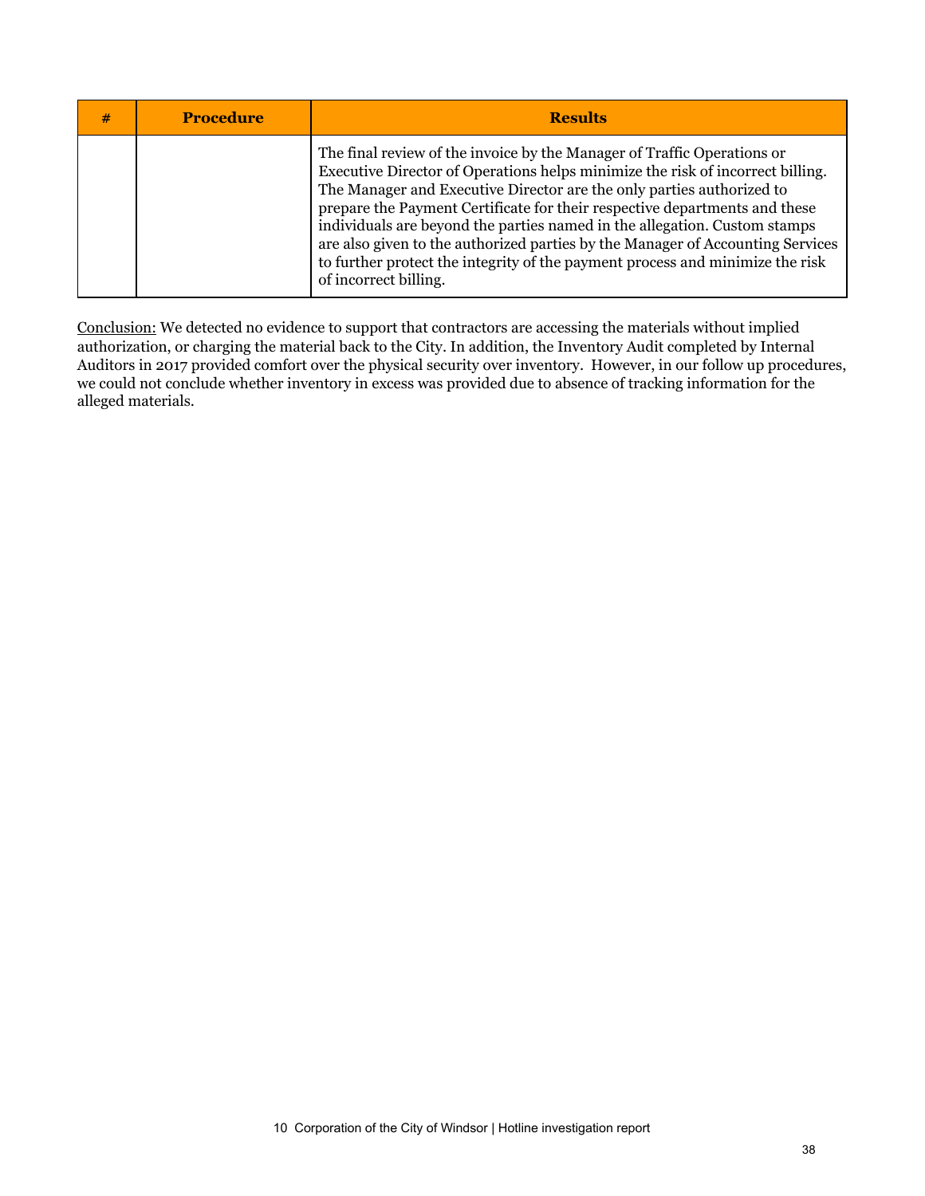| # | Procedure | Results |
| --- | --- | --- |
| | | The final review of the invoice by the Manager of Traffic Operations or Executive Director of Operations helps minimize the risk of incorrect billing. The Manager and Executive Director are the only parties authorized to prepare the Payment Certificate for their respective departments and these individuals are beyond the parties named in the allegation. Custom stamps are also given to the authorized parties by the Manager of Accounting Services to further protect the integrity of the payment process and minimize the risk of incorrect billing. |

Conclusion: We detected no evidence to support that contractors are accessing the materials without implied authorization, or charging the material back to the City. In addition, the Inventory Audit completed by Internal Auditors in 2017 provided comfort over the physical security over inventory. However, in our follow up procedures, we could not conclude whether inventory in excess was provided due to absence of tracking information for the alleged materials.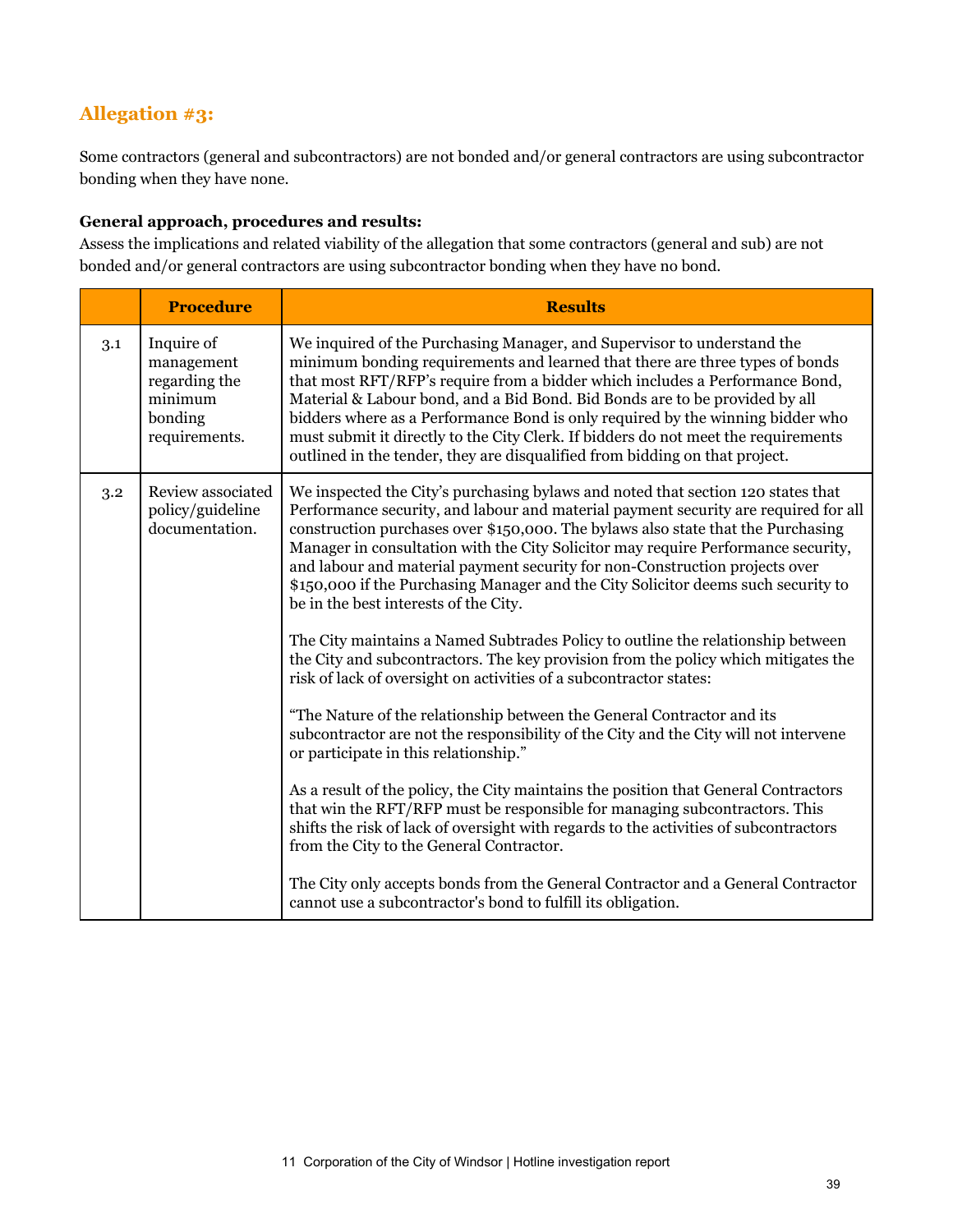## Allegation #3:

Some contractors (general and subcontractors) are not bonded and/or general contractors are using subcontractor bonding when they have none.

**General approach, procedures and results:**
Assess the implications and related viability of the allegation that some contractors (general and sub) are not bonded and/or general contractors are using subcontractor bonding when they have no bond.

| | Procedure | Results |
|---|---|---|
| 3.1 | Inquire of management regarding the minimum bonding requirements. | We inquired of the Purchasing Manager, and Supervisor to understand the minimum bonding requirements and learned that there are three types of bonds that most RFT/RFP's require from a bidder which includes a Performance Bond, Material & Labour bond, and a Bid Bond. Bid Bonds are to be provided by all bidders where as a Performance Bond is only required by the winning bidder who must submit it directly to the City Clerk. If bidders do not meet the requirements outlined in the tender, they are disqualified from bidding on that project. |
| 3.2 | Review associated policy/guideline documentation. | We inspected the City's purchasing bylaws and noted that section 120 states that Performance security, and labour and material payment security are required for all construction purchases over $150,000. The bylaws also state that the Purchasing Manager in consultation with the City Solicitor may require Performance security, and labour and material payment security for non-Construction projects over $150,000 if the Purchasing Manager and the City Solicitor deems such security to be in the best interests of the City.<br><br>The City maintains a Named Subtrades Policy to outline the relationship between the City and subcontractors. The key provision from the policy which mitigates the risk of lack of oversight on activities of a subcontractor states:<br><br>"The Nature of the relationship between the General Contractor and its subcontractor are not the responsibility of the City and the City will not intervene or participate in this relationship."<br><br>As a result of the policy, the City maintains the position that General Contractors that win the RFT/RFP must be responsible for managing subcontractors. This shifts the risk of lack of oversight with regards to the activities of subcontractors from the City to the General Contractor.<br><br>The City only accepts bonds from the General Contractor and a General Contractor cannot use a subcontractor's bond to fulfill its obligation. |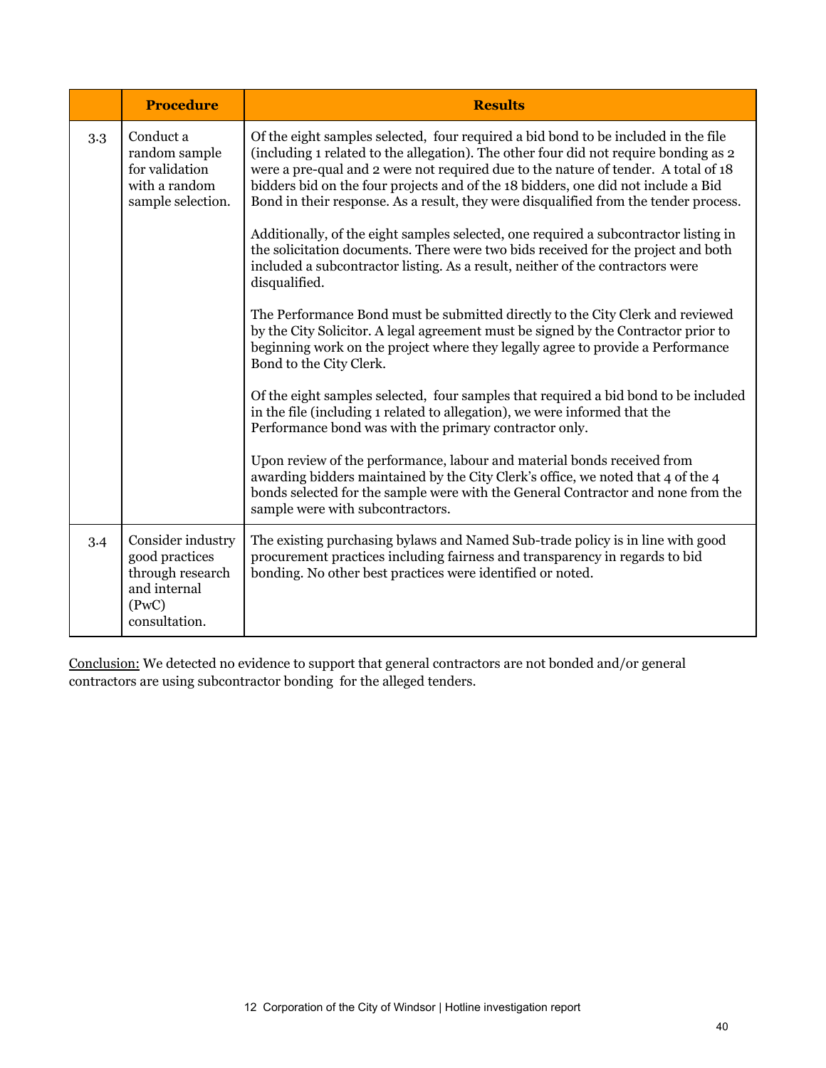| | Procedure | Results |
|---|---|---|
| 3.3 | Conduct a random sample for validation with a random sample selection. | Of the eight samples selected, four required a bid bond to be included in the file (including 1 related to the allegation). The other four did not require bonding as 2 were a pre-qual and 2 were not required due to the nature of tender. A total of 18 bidders bid on the four projects and of the 18 bidders, one did not include a Bid Bond in their response. As a result, they were disqualified from the tender process.<br><br>Additionally, of the eight samples selected, one required a subcontractor listing in the solicitation documents. There were two bids received for the project and both included a subcontractor listing. As a result, neither of the contractors were disqualified.<br><br>The Performance Bond must be submitted directly to the City Clerk and reviewed by the City Solicitor. A legal agreement must be signed by the Contractor prior to beginning work on the project where they legally agree to provide a Performance Bond to the City Clerk.<br><br>Of the eight samples selected, four samples that required a bid bond to be included in the file (including 1 related to allegation), we were informed that the Performance bond was with the primary contractor only.<br><br>Upon review of the performance, labour and material bonds received from awarding bidders maintained by the City Clerk's office, we noted that 4 of the 4 bonds selected for the sample were with the General Contractor and none from the sample were with subcontractors. |
| 3.4 | Consider industry good practices through research and internal (PwC) consultation. | The existing purchasing bylaws and Named Sub-trade policy is in line with good procurement practices including fairness and transparency in regards to bid bonding. No other best practices were identified or noted. |

Conclusion: We detected no evidence to support that general contractors are not bonded and/or general contractors are using subcontractor bonding for the alleged tenders.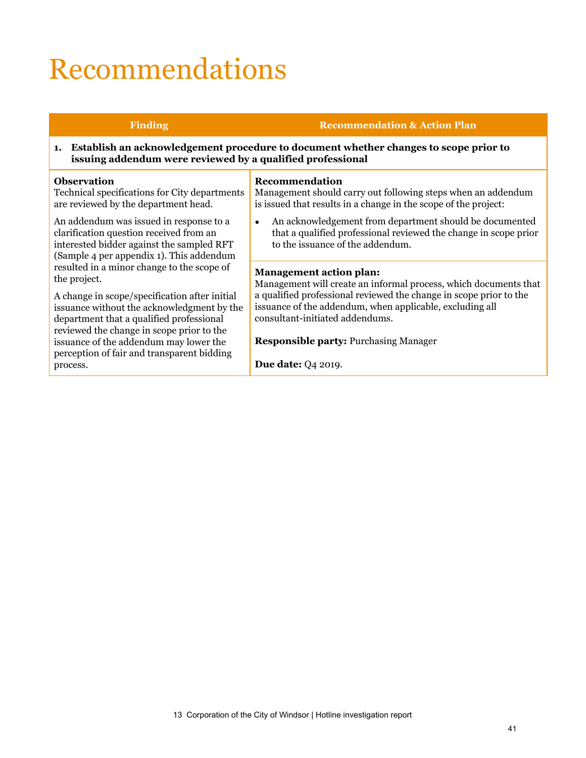# Recommendations

| Finding | Recommendation & Action Plan |
|---|---|
| **1. Establish an acknowledgement procedure to document whether changes to scope prior to issuing addendum were reviewed by a qualified professional** | |
| **Observation**<br>Technical specifications for City departments are reviewed by the department head.<br><br>An addendum was issued in response to a clarification question received from an interested bidder against the sampled RFT (Sample 4 per appendix 1). This addendum resulted in a minor change to the scope of the project.<br><br>A change in scope/specification after initial issuance without the acknowledgment by the department that a qualified professional reviewed the change in scope prior to the issuance of the addendum may lower the perception of fair and transparent bidding process. | **Recommendation**<br>Management should carry out following steps when an addendum is issued that results in a change in the scope of the project:<br><br>• An acknowledgement from department should be documented that a qualified professional reviewed the change in scope prior to the issuance of the addendum.<br><br>**Management action plan:**<br>Management will create an informal process, which documents that a qualified professional reviewed the change in scope prior to the issuance of the addendum, when applicable, excluding all consultant-initiated addendums.<br><br>**Responsible party:** Purchasing Manager<br><br>**Due date:** Q4 2019. |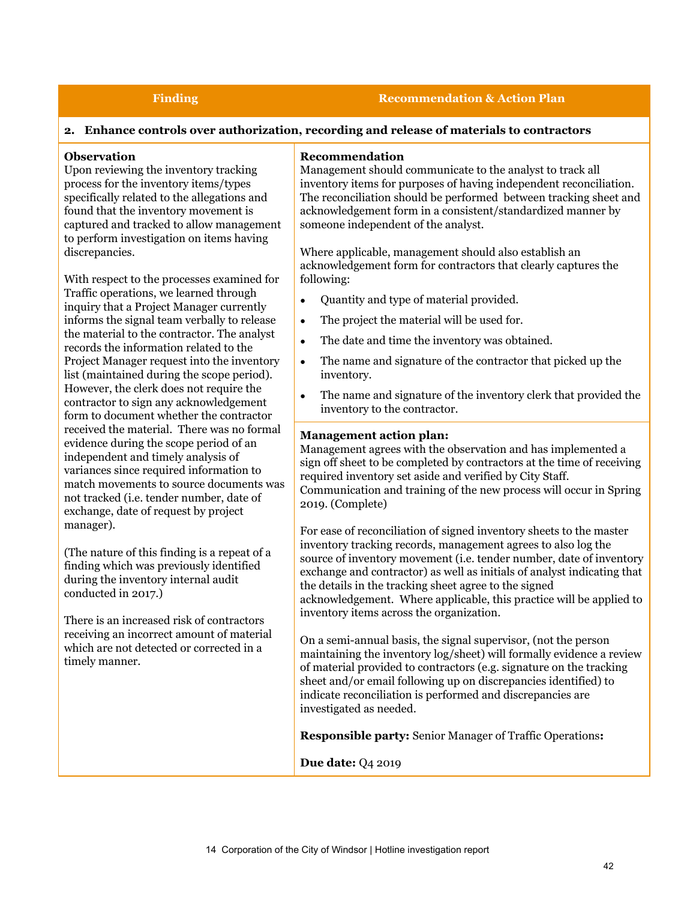| Finding | Recommendation & Action Plan |
| --- | --- |
| **2. Enhance controls over authorization, recording and release of materials to contractors** | |
| **Observation**<br>Upon reviewing the inventory tracking process for the inventory items/types specifically related to the allegations and found that the inventory movement is captured and tracked to allow management to perform investigation on items having discrepancies.<br><br>With respect to the processes examined for Traffic operations, we learned through inquiry that a Project Manager currently informs the signal team verbally to release the material to the contractor. The analyst records the information related to the Project Manager request into the inventory list (maintained during the scope period). However, the clerk does not require the contractor to sign any acknowledgement form to document whether the contractor received the material. There was no formal evidence during the scope period of an independent and timely analysis of variances since required information to match movements to source documents was not tracked (i.e. tender number, date of exchange, date of request by project manager).<br><br>(The nature of this finding is a repeat of a finding which was previously identified during the inventory internal audit conducted in 2017.)<br><br>There is an increased risk of contractors receiving an incorrect amount of material which are not detected or corrected in a timely manner. | **Recommendation**<br>Management should communicate to the analyst to track all inventory items for purposes of having independent reconciliation. The reconciliation should be performed between tracking sheet and acknowledgement form in a consistent/standardized manner by someone independent of the analyst.<br><br>Where applicable, management should also establish an acknowledgement form for contractors that clearly captures the following:<br>• Quantity and type of material provided.<br>• The project the material will be used for.<br>• The date and time the inventory was obtained.<br>• The name and signature of the contractor that picked up the inventory.<br>• The name and signature of the inventory clerk that provided the inventory to the contractor.<br><br>**Management action plan:**<br>Management agrees with the observation and has implemented a sign off sheet to be completed by contractors at the time of receiving required inventory set aside and verified by City Staff. Communication and training of the new process will occur in Spring 2019. (Complete)<br><br>For ease of reconciliation of signed inventory sheets to the master inventory tracking records, management agrees to also log the source of inventory movement (i.e. tender number, date of inventory exchange and contractor) as well as initials of analyst indicating that the details in the tracking sheet agree to the signed acknowledgement. Where applicable, this practice will be applied to inventory items across the organization.<br><br>On a semi-annual basis, the signal supervisor, (not the person maintaining the inventory log/sheet) will formally evidence a review of material provided to contractors (e.g. signature on the tracking sheet and/or email following up on discrepancies identified) to indicate reconciliation is performed and discrepancies are investigated as needed.<br><br>**Responsible party:** Senior Manager of Traffic Operations**:**<br><br>**Due date:** Q4 2019 |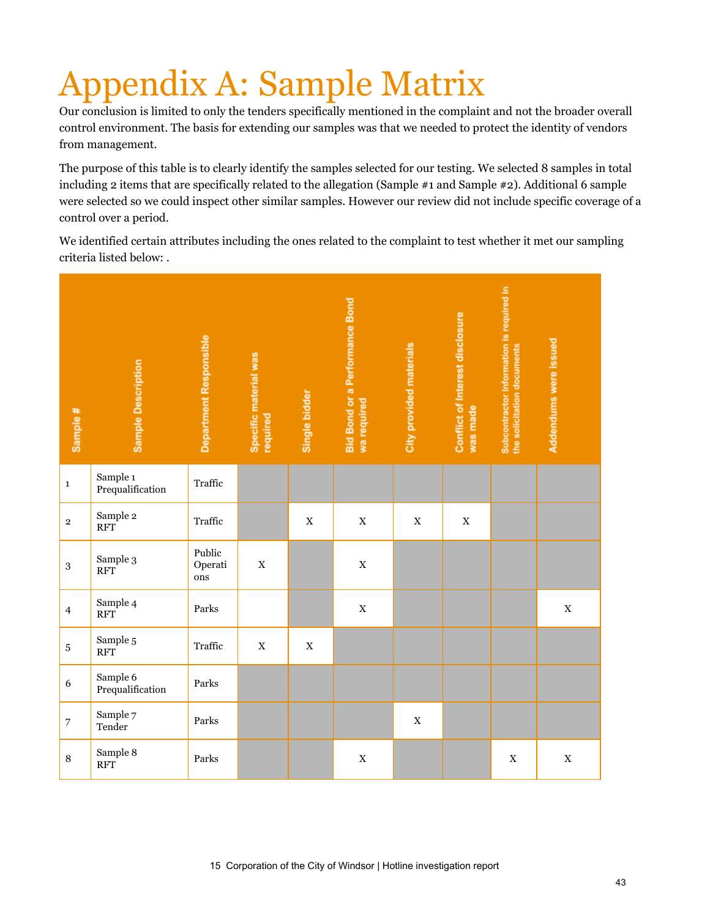# Appendix A: Sample Matrix

Our conclusion is limited to only the tenders specifically mentioned in the complaint and not the broader overall control environment. The basis for extending our samples was that we needed to protect the identity of vendors from management.

The purpose of this table is to clearly identify the samples selected for our testing. We selected 8 samples in total including 2 items that are specifically related to the allegation (Sample #1 and Sample #2). Additional 6 sample were selected so we could inspect other similar samples. However our review did not include specific coverage of a control over a period.

We identified certain attributes including the ones related to the complaint to test whether it met our sampling criteria listed below: .

| Sample # | Sample Description | Department Responsible | Specific material was required | Single bidder | Bid Bond or a Performance Bond wa required | City provided materials | Conflict of Interest disclosure was made | Subcontractor Information is required in the solicitation documents | Addendums were issued |
|---|---|---|---|---|---|---|---|---|---|
| 1 | Sample 1 Prequalification | Traffic | | | | | | | |
| 2 | Sample 2 RFT | Traffic | | X | X | X | X | | |
| 3 | Sample 3 RFT | Public Operations | X | | X | | | | |
| 4 | Sample 4 RFT | Parks | | | X | | | | X |
| 5 | Sample 5 RFT | Traffic | X | X | | | | | |
| 6 | Sample 6 Prequalification | Parks | | | | | | | |
| 7 | Sample 7 Tender | Parks | | | | X | | | |
| 8 | Sample 8 RFT | Parks | | | X | | | X | X |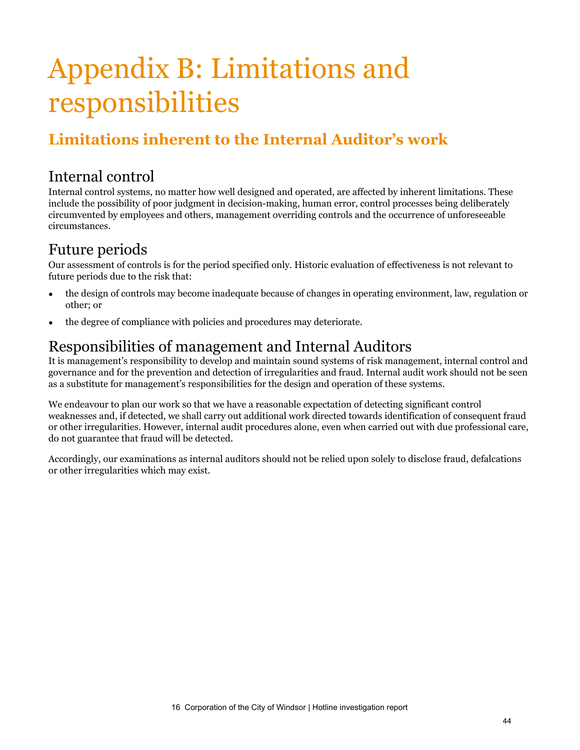# Appendix B: Limitations and responsibilities

## Limitations inherent to the Internal Auditor's work

### Internal control

Internal control systems, no matter how well designed and operated, are affected by inherent limitations. These include the possibility of poor judgment in decision-making, human error, control processes being deliberately circumvented by employees and others, management overriding controls and the occurrence of unforeseeable circumstances.

### Future periods

Our assessment of controls is for the period specified only. Historic evaluation of effectiveness is not relevant to future periods due to the risk that:

- the design of controls may become inadequate because of changes in operating environment, law, regulation or other; or
- the degree of compliance with policies and procedures may deteriorate.

### Responsibilities of management and Internal Auditors

It is management's responsibility to develop and maintain sound systems of risk management, internal control and governance and for the prevention and detection of irregularities and fraud. Internal audit work should not be seen as a substitute for management's responsibilities for the design and operation of these systems.

We endeavour to plan our work so that we have a reasonable expectation of detecting significant control weaknesses and, if detected, we shall carry out additional work directed towards identification of consequent fraud or other irregularities. However, internal audit procedures alone, even when carried out with due professional care, do not guarantee that fraud will be detected.

Accordingly, our examinations as internal auditors should not be relied upon solely to disclose fraud, defalcations or other irregularities which may exist.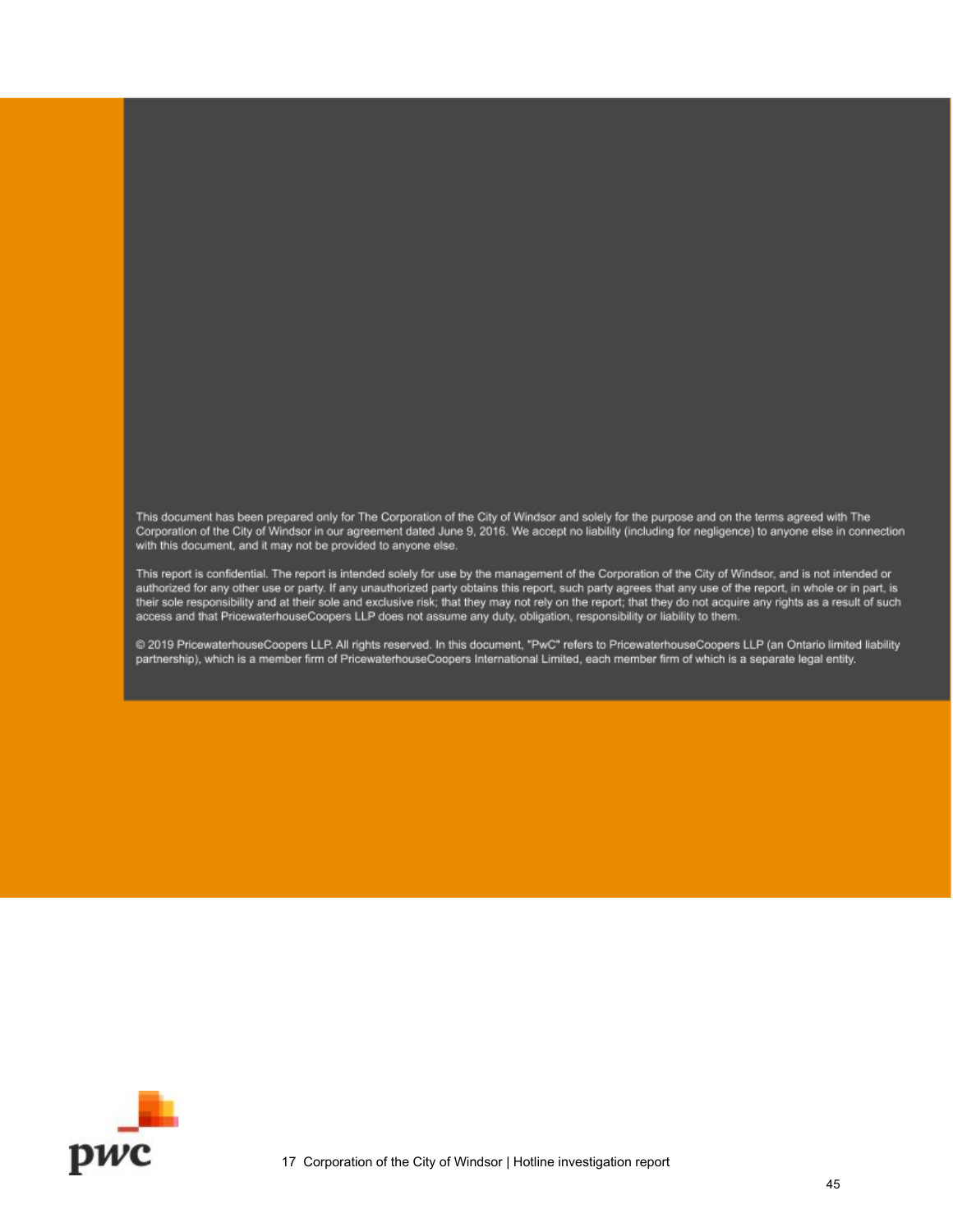This document has been prepared only for The Corporation of the City of Windsor and solely for the purpose and on the terms agreed with The Corporation of the City of Windsor in our agreement dated June 9, 2016. We accept no liability (including for negligence) to anyone else in connection with this document, and it may not be provided to anyone else.

This report is confidential. The report is intended solely for use by the management of the Corporation of the City of Windsor, and is not intended or authorized for any other use or party. If any unauthorized party obtains this report, such party agrees that any use of the report, in whole or in part, is their sole responsibility and at their sole and exclusive risk; that they may not rely on the report; that they do not acquire any rights as a result of such access and that PricewaterhouseCoopers LLP does not assume any duty, obligation, responsibility or liability to them.

© 2019 PricewaterhouseCoopers LLP. All rights reserved. In this document, "PwC" refers to PricewaterhouseCoopers LLP (an Ontario limited liability partnership), which is a member firm of PricewaterhouseCoopers International Limited, each member firm of which is a separate legal entity.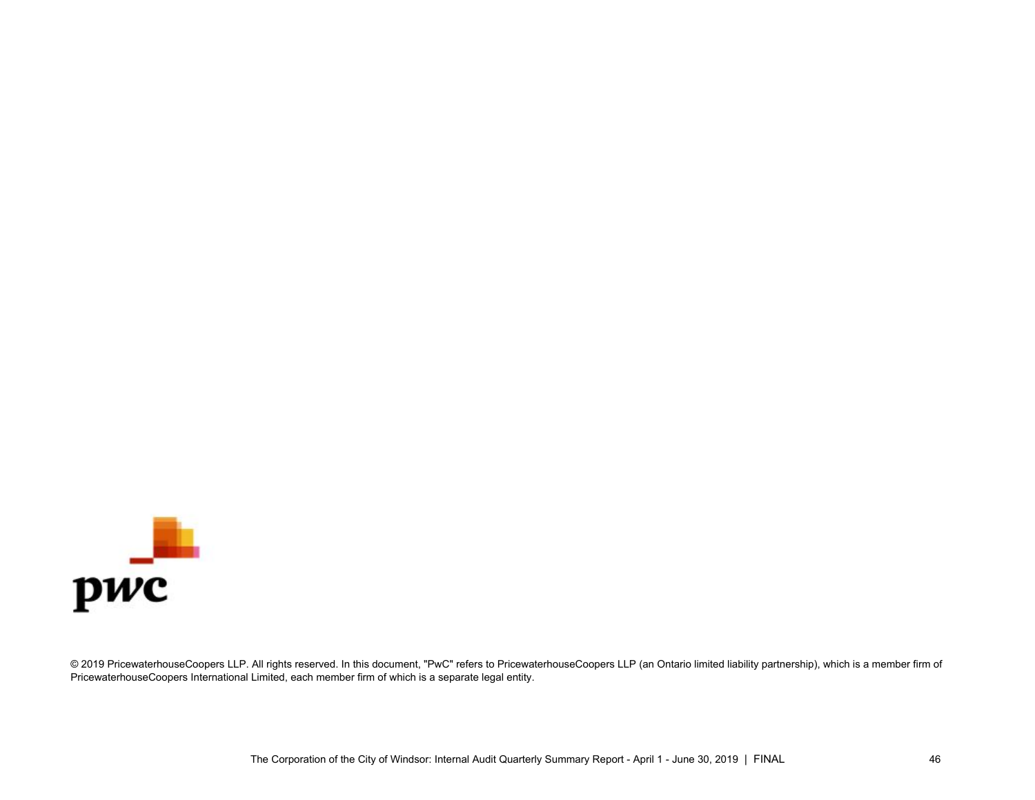pwc

© 2019 PricewaterhouseCoopers LLP. All rights reserved. In this document, "PwC" refers to PricewaterhouseCoopers LLP (an Ontario limited liability partnership), which is a member firm of PricewaterhouseCoopers International Limited, each member firm of which is a separate legal entity.